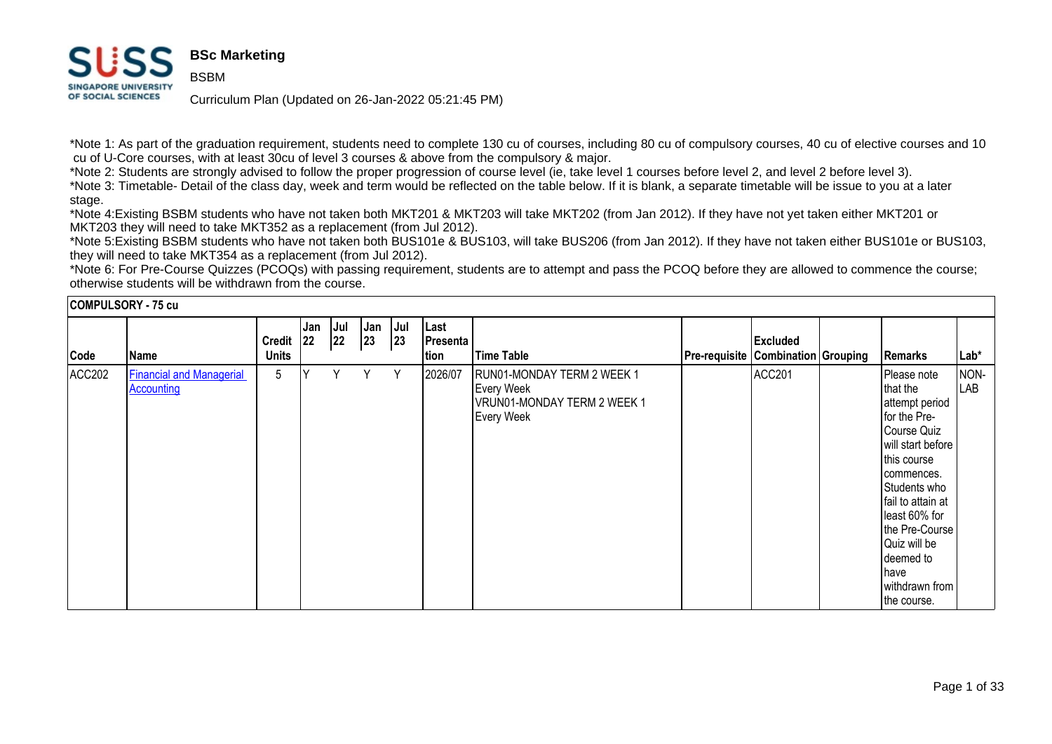# BSc Marketing

BSBM

Curriculum Plan (Updated on 26-Jan-2022 05:21:45 PM)

*Note 1: As part of the graduation requirement, students need to complete 130 cu of courses, including 80 cu of compulsory courses, 40 cu of elective courses and 10 cu of U-Core courses, with at least 30cu of level 3 courses & above from the compulsory & major.

*Note 2: Students are strongly advised to follow the proper progression of course level (ie, take level 1 courses before level 2, and level 2 before level 3).

*Note 3: Timetable- Detail of the class day, week and term would be reflected on the table below. If it is blank, a separate timetable will be issue to you at a later stage.

*Note 4:Existing BSBM students who have not taken both MKT201 & MKT203 will take MKT202 (from Jan 2012). If they have not yet taken either MKT201 or MKT203 they will need to take MKT352 as a replacement (from Jul 2012).

*Note 5:Existing BSBM students who have not taken both BUS101e & BUS103, will take BUS206 (from Jan 2012). If they have not taken either BUS101e or BUS103, they will need to take MKT354 as a replacement (from Jul 2012).

*Note 6: For Pre-Course Quizzes (PCOQs) with passing requirement, students are to attempt and pass the PCOQ before they are allowed to commence the course; otherwise students will be withdrawn from the course.

**COMPULSORY - 75 cu**

| Code | Name | Credit Units | Jan 22 | Jul 22 | Jan 23 | Jul 23 | Last Presentation | Time Table | Pre-requisite | Excluded Combination | Grouping | Remarks | Lab* |
|---|---|---|---|---|---|---|---|---|---|---|---|---|---|
| ACC202 | Financial and Managerial Accounting | 5 | Y | Y | Y | Y | 2026/07 | RUN01-MONDAY TERM 2 WEEK 1 Every Week VRUN01-MONDAY TERM 2 WEEK 1 Every Week | | ACC201 | | Please note that the attempt period for the Pre-Course Quiz will start before this course commences. Students who fail to attain at least 60% for the Pre-Course Quiz will be deemed to have withdrawn from the course. | NON-LAB |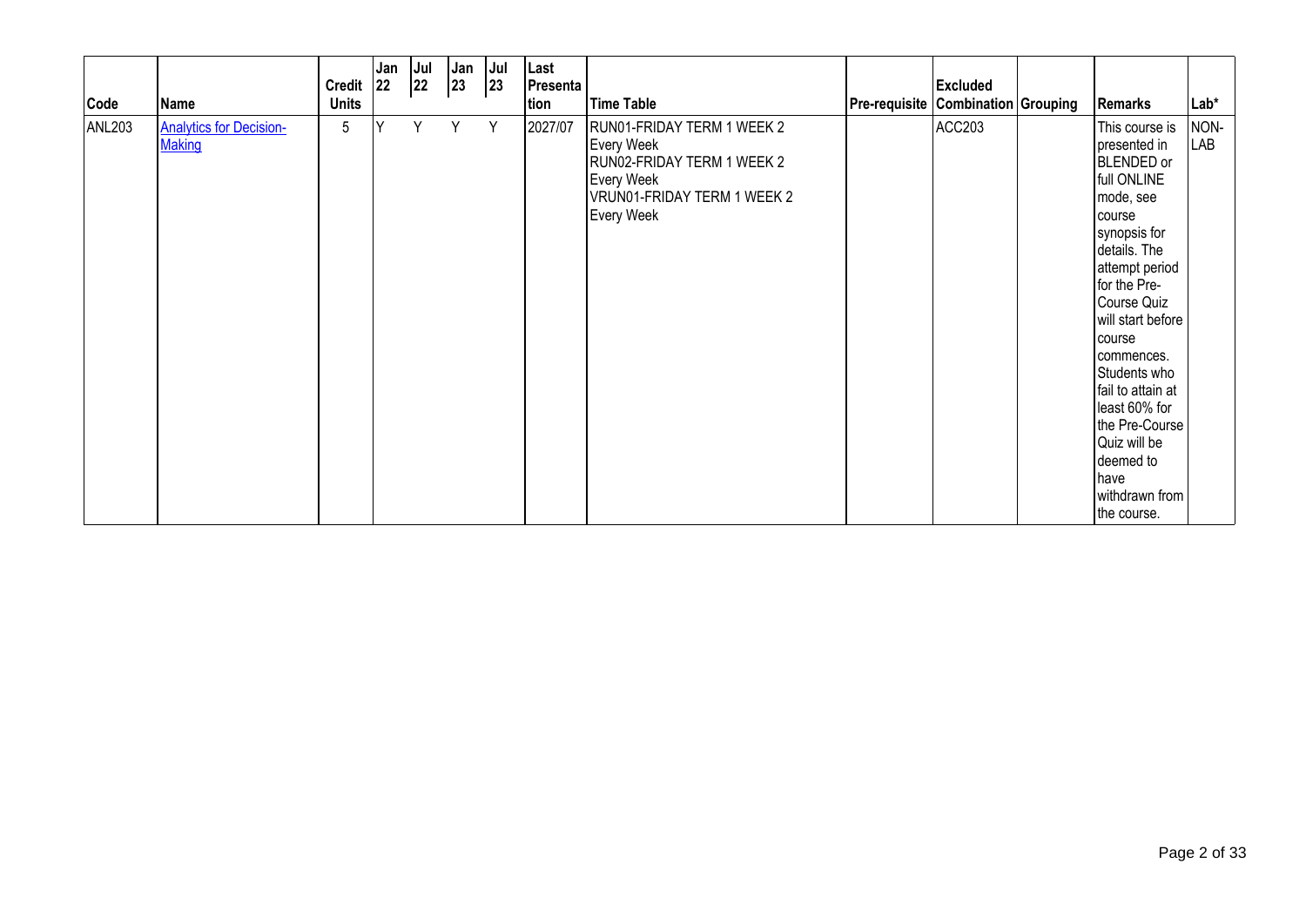| Code | Name | Credit Units | Jan 22 | Jul 22 | Jan 23 | Jul 23 | Last Presentation | Time Table | Pre-requisite | Excluded Combination | Grouping | Remarks | Lab* |
|---|---|---|---|---|---|---|---|---|---|---|---|---|---|
| ANL203 | Analytics for Decision-Making | 5 | Y | Y | Y | Y | 2027/07 | RUN01-FRIDAY TERM 1 WEEK 2 Every Week<br>RUN02-FRIDAY TERM 1 WEEK 2 Every Week<br>VRUN01-FRIDAY TERM 1 WEEK 2 Every Week | | ACC203 | | This course is presented in BLENDED or full ONLINE mode, see course synopsis for details. The attempt period for the Pre-Course Quiz will start before course commences. Students who fail to attain at least 60% for the Pre-Course Quiz will be deemed to have withdrawn from the course. | NON-LAB |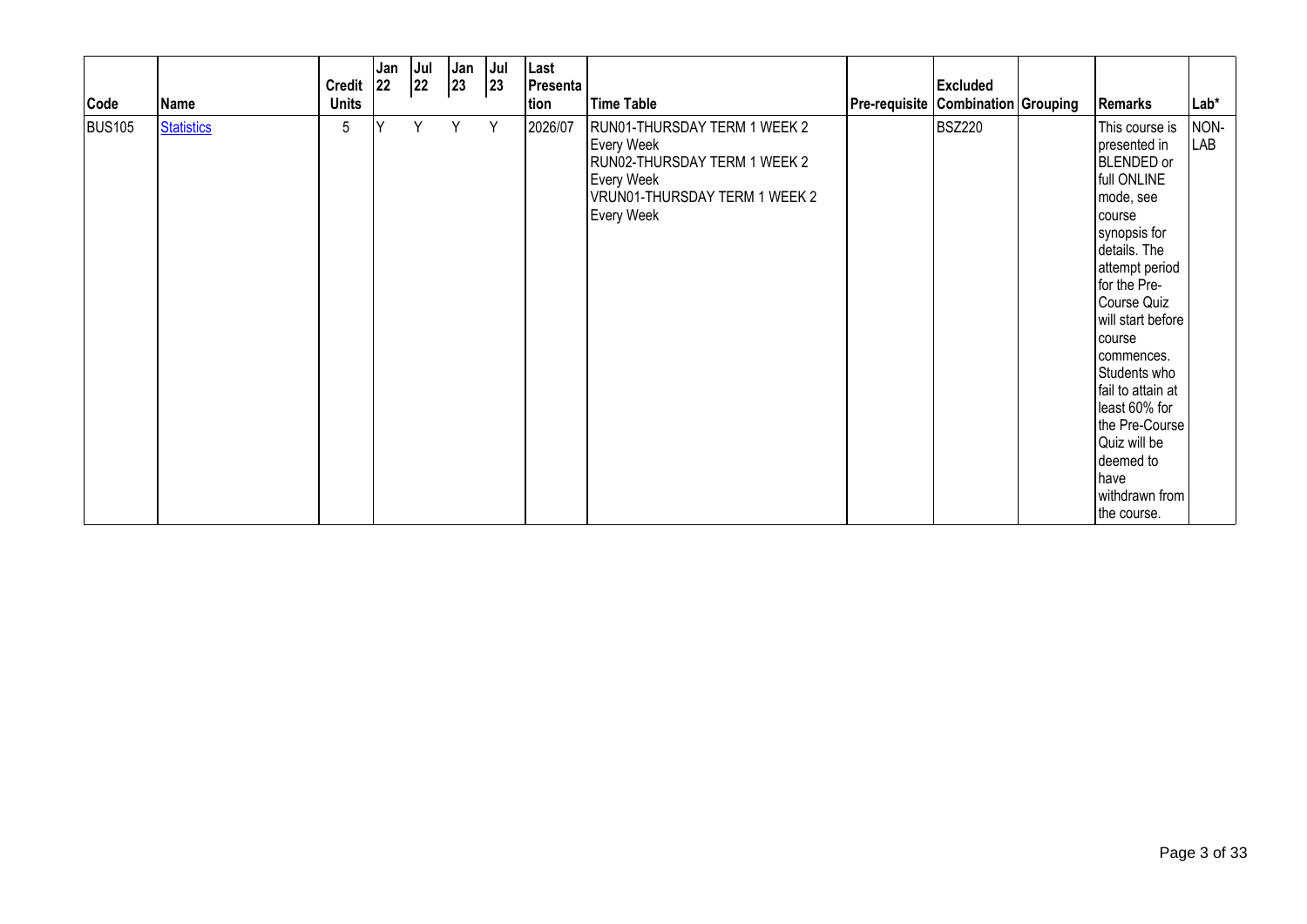| Code | Name | Credit Units | Jan 22 | Jul 22 | Jan 23 | Jul 23 | Last Presentation | Time Table | Pre-requisite | Excluded Combination | Grouping | Remarks | Lab* |
|---|---|---|---|---|---|---|---|---|---|---|---|---|---|
| BUS105 | Statistics | 5 | Y | Y | Y | Y | 2026/07 | RUN01-THURSDAY TERM 1 WEEK 2 Every Week<br>RUN02-THURSDAY TERM 1 WEEK 2 Every Week<br>VRUN01-THURSDAY TERM 1 WEEK 2 Every Week | | BSZ220 | | This course is presented in BLENDED or full ONLINE mode, see course synopsis for details. The attempt period for the Pre-Course Quiz will start before course commences. Students who fail to attain at least 60% for the Pre-Course Quiz will be deemed to have withdrawn from the course. | NON-LAB |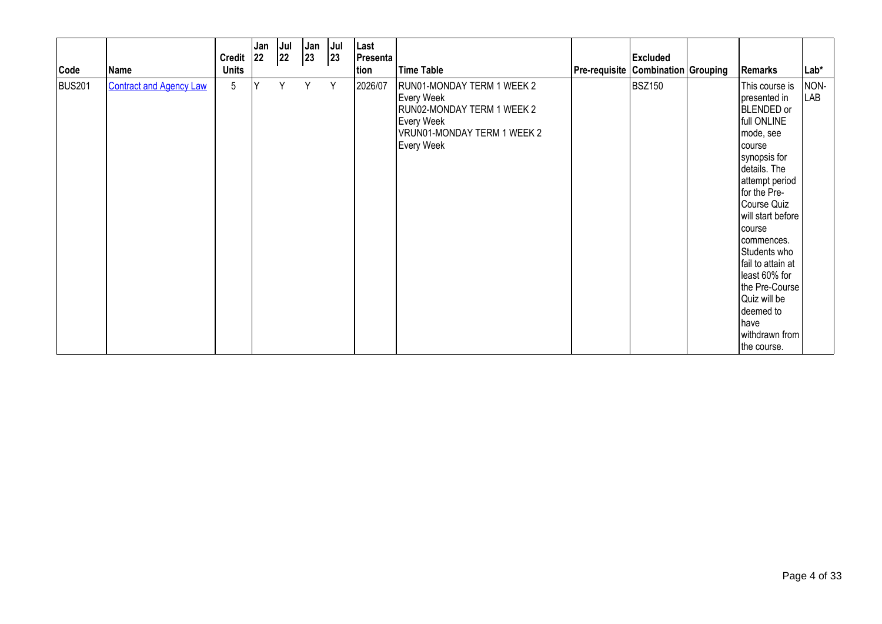| Code | Name | Credit Units | Jan 22 | Jul 22 | Jan 23 | Jul 23 | Last Presentation | Time Table | Pre-requisite | Excluded Combination | Grouping | Remarks | Lab* |
|---|---|---|---|---|---|---|---|---|---|---|---|---|---|
| BUS201 | Contract and Agency Law | 5 | Y | Y | Y | Y | 2026/07 | RUN01-MONDAY TERM 1 WEEK 2 Every Week<br>RUN02-MONDAY TERM 1 WEEK 2 Every Week<br>VRUN01-MONDAY TERM 1 WEEK 2 Every Week | | BSZ150 | | This course is presented in BLENDED or full ONLINE mode, see course synopsis for details. The attempt period for the Pre-Course Quiz will start before course commences. Students who fail to attain at least 60% for the Pre-Course Quiz will be deemed to have withdrawn from the course. | NON-LAB |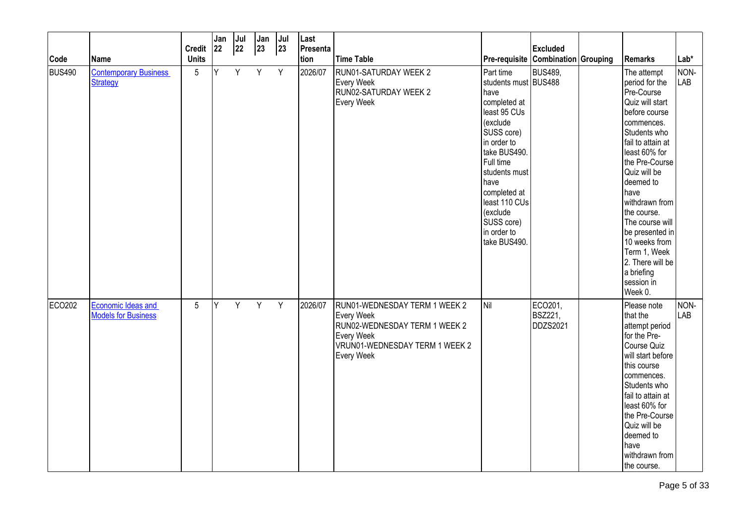| Code | Name | Credit Units | Jan 22 | Jul 22 | Jan 23 | Jul 23 | Last Presentation | Time Table | Pre-requisite | Excluded Combination | Grouping | Remarks | Lab* |
|---|---|---|---|---|---|---|---|---|---|---|---|---|---|
| BUS490 | Contemporary Business Strategy | 5 | Y | Y | Y | Y | 2026/07 | RUN01-SATURDAY WEEK 2 Every Week RUN02-SATURDAY WEEK 2 Every Week | Part time students must have completed at least 95 CUs (exclude SUSS core) in order to take BUS490. Full time students must have completed at least 110 CUs (exclude SUSS core) in order to take BUS490. | BUS489, BUS488 | | The attempt period for the Pre-Course Quiz will start before course commences. Students who fail to attain at least 60% for the Pre-Course Quiz will be deemed to have withdrawn from the course. The course will be presented in 10 weeks from Term 1, Week 2. There will be a briefing session in Week 0. | NON-LAB |
| ECO202 | Economic Ideas and Models for Business | 5 | Y | Y | Y | Y | 2026/07 | RUN01-WEDNESDAY TERM 1 WEEK 2 Every Week RUN02-WEDNESDAY TERM 1 WEEK 2 Every Week VRUN01-WEDNESDAY TERM 1 WEEK 2 Every Week | Nil | ECO201, BSZ221, DDZS2021 | | Please note that the attempt period for the Pre-Course Quiz will start before this course commences. Students who fail to attain at least 60% for the Pre-Course Quiz will be deemed to have withdrawn from the course. | NON-LAB |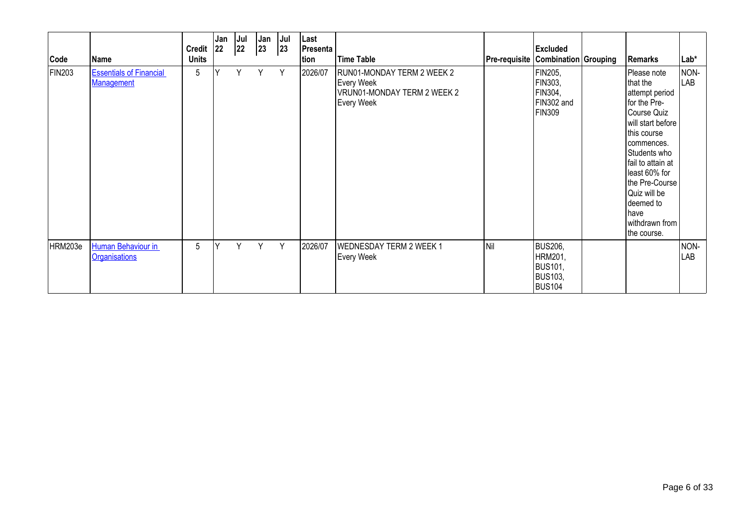| Code | Name | Credit Units | Jan 22 | Jul 22 | Jan 23 | Jul 23 | Last Presentation | Time Table | Pre-requisite | Excluded Combination | Grouping | Remarks | Lab* |
|---|---|---|---|---|---|---|---|---|---|---|---|---|---|
| FIN203 | Essentials of Financial Management | 5 | Y | Y | Y | Y | 2026/07 | RUN01-MONDAY TERM 2 WEEK 2 Every Week VRUN01-MONDAY TERM 2 WEEK 2 Every Week | | FIN205, FIN303, FIN304, FIN302 and FIN309 | | Please note that the attempt period for the Pre-Course Quiz will start before this course commences. Students who fail to attain at least 60% for the Pre-Course Quiz will be deemed to have withdrawn from the course. | NON-LAB |
| HRM203e | Human Behaviour in Organisations | 5 | Y | Y | Y | Y | 2026/07 | WEDNESDAY TERM 2 WEEK 1 Every Week | Nil | BUS206, HRM201, BUS101, BUS103, BUS104 | | | NON-LAB |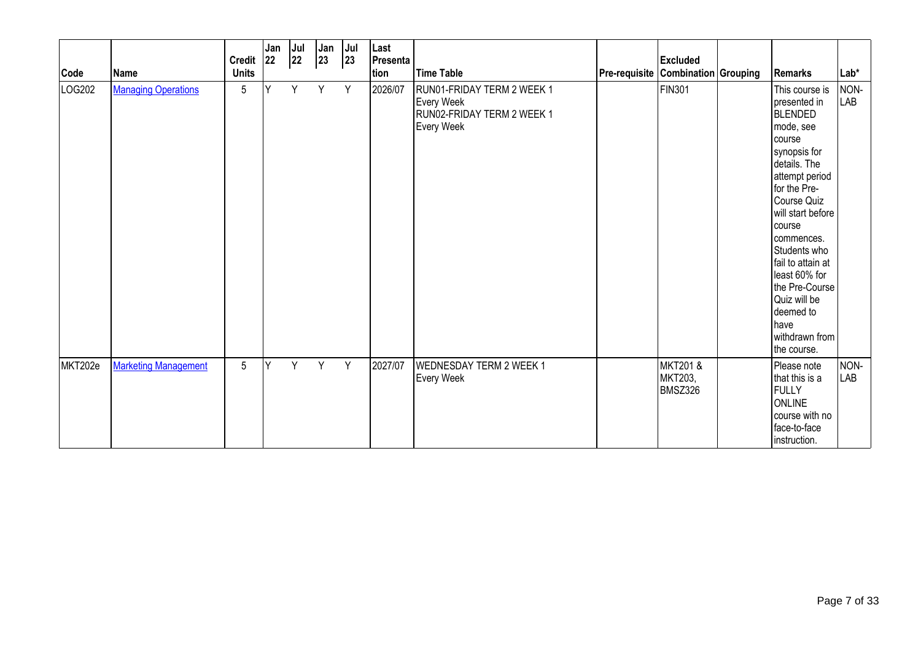| Code | Name | Credit Units | Jan 22 | Jul 22 | Jan 23 | Jul 23 | Last Presentation | Time Table | Pre-requisite | Excluded Combination | Grouping | Remarks | Lab* |
|---|---|---|---|---|---|---|---|---|---|---|---|---|---|
| LOG202 | Managing Operations | 5 | Y | Y | Y | Y | 2026/07 | RUN01-FRIDAY TERM 2 WEEK 1 Every Week RUN02-FRIDAY TERM 2 WEEK 1 Every Week | | FIN301 | | This course is presented in BLENDED mode, see course synopsis for details. The attempt period for the Pre-Course Quiz will start before course commences. Students who fail to attain at least 60% for the Pre-Course Quiz will be deemed to have withdrawn from the course. | NON-LAB |
| MKT202e | Marketing Management | 5 | Y | Y | Y | Y | 2027/07 | WEDNESDAY TERM 2 WEEK 1 Every Week | | MKT201 & MKT203, BMSZ326 | | Please note that this is a FULLY ONLINE course with no face-to-face instruction. | NON-LAB |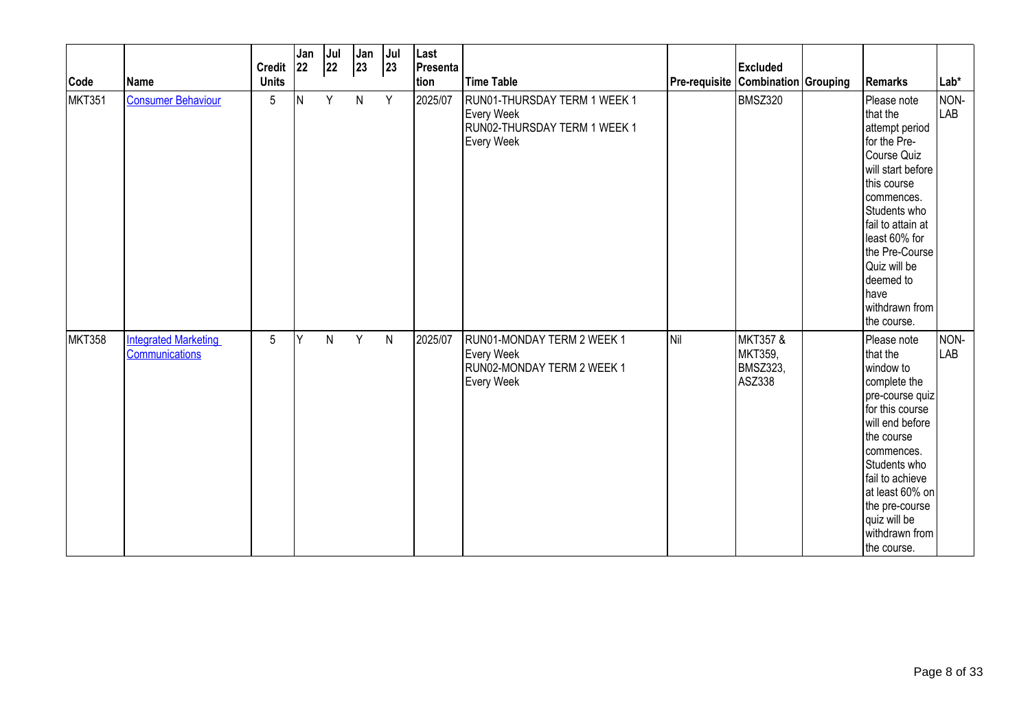| Code | Name | Credit Units | Jan 22 | Jul 22 | Jan 23 | Jul 23 | Last Presentation | Time Table | Pre-requisite | Excluded Combination | Grouping | Remarks | Lab* |
|---|---|---|---|---|---|---|---|---|---|---|---|---|---|
| MKT351 | Consumer Behaviour | 5 | N | Y | N | Y | 2025/07 | RUN01-THURSDAY TERM 1 WEEK 1 Every Week RUN02-THURSDAY TERM 1 WEEK 1 Every Week | | BMSZ320 | | Please note that the attempt period for the Pre-Course Quiz will start before this course commences. Students who fail to attain at least 60% for the Pre-Course Quiz will be deemed to have withdrawn from the course. | NON-LAB |
| MKT358 | Integrated Marketing Communications | 5 | Y | N | Y | N | 2025/07 | RUN01-MONDAY TERM 2 WEEK 1 Every Week RUN02-MONDAY TERM 2 WEEK 1 Every Week | Nil | MKT357 & MKT359, BMSZ323, ASZ338 | | Please note that the window to complete the pre-course quiz for this course will end before the course commences. Students who fail to achieve at least 60% on the pre-course quiz will be withdrawn from the course. | NON-LAB |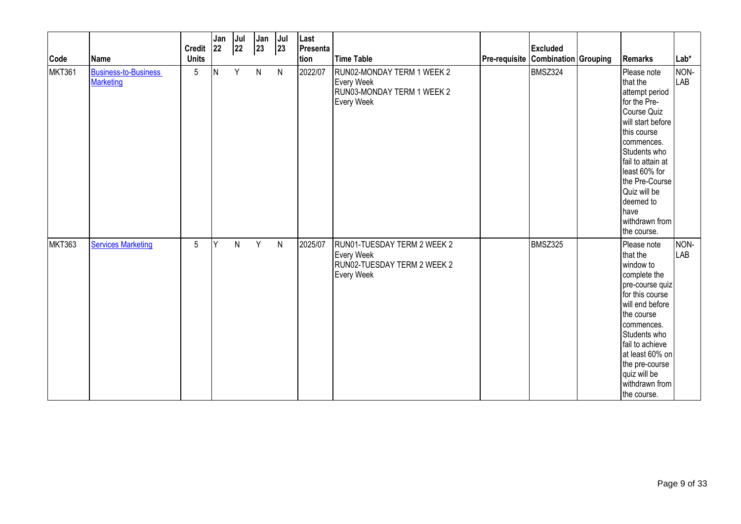| Code | Name | Credit Units | Jan 22 | Jul 22 | Jan 23 | Jul 23 | Last Presentation | Time Table | Pre-requisite | Excluded Combination | Grouping | Remarks | Lab* |
|---|---|---|---|---|---|---|---|---|---|---|---|---|---|
| MKT361 | Business-to-Business Marketing | 5 | N | Y | N | N | 2022/07 | RUN02-MONDAY TERM 1 WEEK 2 Every Week RUN03-MONDAY TERM 1 WEEK 2 Every Week | | BMSZ324 | | Please note that the attempt period for the Pre-Course Quiz will start before this course commences. Students who fail to attain at least 60% for the Pre-Course Quiz will be deemed to have withdrawn from the course. | NON-LAB |
| MKT363 | Services Marketing | 5 | Y | N | Y | N | 2025/07 | RUN01-TUESDAY TERM 2 WEEK 2 Every Week RUN02-TUESDAY TERM 2 WEEK 2 Every Week | | BMSZ325 | | Please note that the window to complete the pre-course quiz for this course will end before the course commences. Students who fail to achieve at least 60% on the pre-course quiz will be withdrawn from the course. | NON-LAB |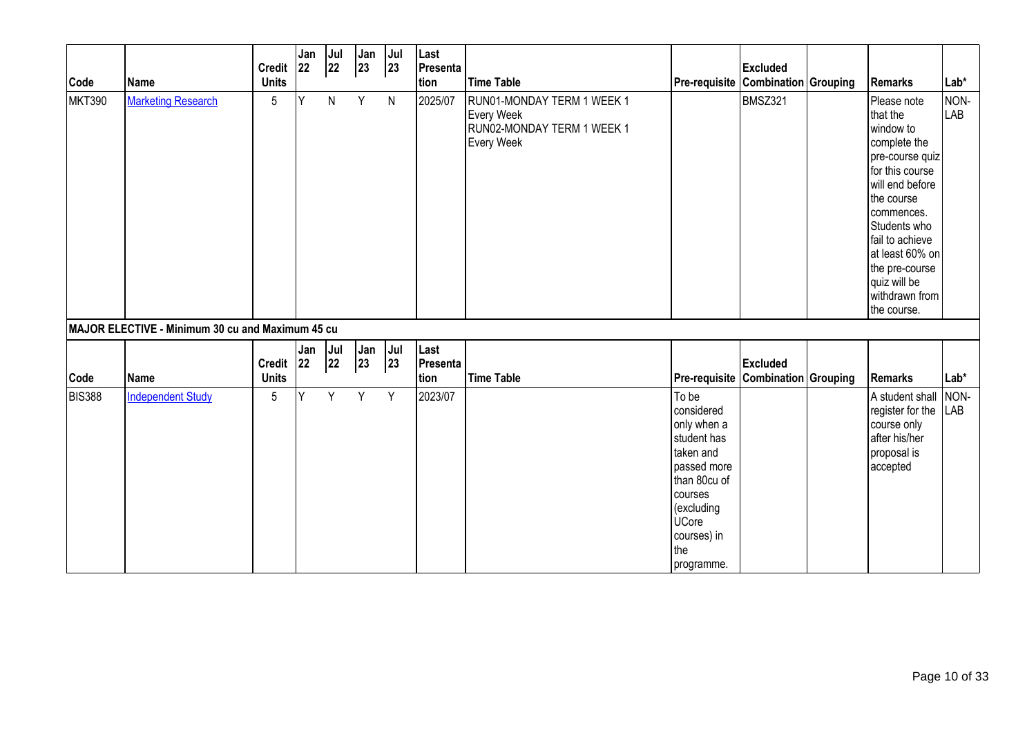| Code | Name | Credit Units | Jan 22 | Jul 22 | Jan 23 | Jul 23 | Last Presentation | Time Table | Pre-requisite | Excluded Combination | Grouping | Remarks | Lab* |
|---|---|---|---|---|---|---|---|---|---|---|---|---|---|
| MKT390 | Marketing Research | 5 | Y | N | Y | N | 2025/07 | RUN01-MONDAY TERM 1 WEEK 1 Every Week RUN02-MONDAY TERM 1 WEEK 1 Every Week | | BMSZ321 | | Please note that the window to complete the pre-course quiz for this course will end before the course commences. Students who fail to achieve at least 60% on the pre-course quiz will be withdrawn from the course. | NON-LAB |

**MAJOR ELECTIVE - Minimum 30 cu and Maximum 45 cu**

| Code | Name | Credit Units | Jan 22 | Jul 22 | Jan 23 | Jul 23 | Last Presentation | Time Table | Pre-requisite | Excluded Combination | Grouping | Remarks | Lab* |
|---|---|---|---|---|---|---|---|---|---|---|---|---|---|
| BIS388 | Independent Study | 5 | Y | Y | Y | Y | 2023/07 | | To be considered only when a student has taken and passed more than 80cu of courses (excluding UCore courses) in the programme. | | | A student shall register for the course only after his/her proposal is accepted | NON-LAB |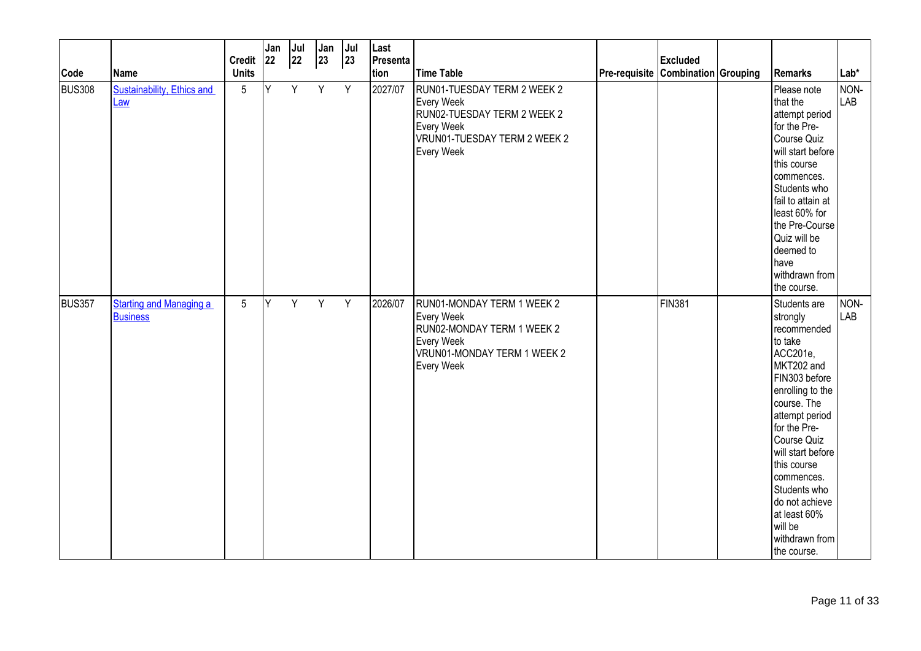| Code | Name | Credit Units | Jan 22 | Jul 22 | Jan 23 | Jul 23 | Last Presentation | Time Table | Pre-requisite | Excluded Combination | Grouping | Remarks | Lab* |
|---|---|---|---|---|---|---|---|---|---|---|---|---|---|
| BUS308 | [Sustainability, Ethics and Law]() | 5 | Y | Y | Y | Y | 2027/07 | RUN01-TUESDAY TERM 2 WEEK 2 Every Week<br>RUN02-TUESDAY TERM 2 WEEK 2 Every Week<br>VRUN01-TUESDAY TERM 2 WEEK 2 Every Week | | | | Please note that the attempt period for the Pre-Course Quiz will start before this course commences. Students who fail to attain at least 60% for the Pre-Course Quiz will be deemed to have withdrawn from the course. | NON-LAB |
| BUS357 | [Starting and Managing a Business]() | 5 | Y | Y | Y | Y | 2026/07 | RUN01-MONDAY TERM 1 WEEK 2 Every Week<br>RUN02-MONDAY TERM 1 WEEK 2 Every Week<br>VRUN01-MONDAY TERM 1 WEEK 2 Every Week | | FIN381 | | Students are strongly recommended to take ACC201e, MKT202 and FIN303 before enrolling to the course. The attempt period for the Pre-Course Quiz will start before this course commences. Students who do not achieve at least 60% will be withdrawn from the course. | NON-LAB |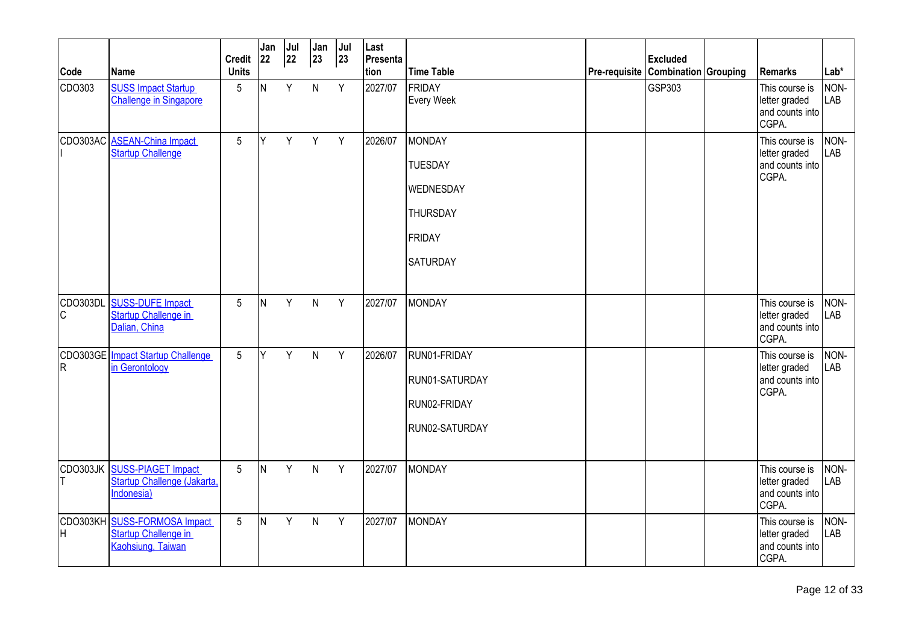| Code | Name | Credit Units | Jan 22 | Jul 22 | Jan 23 | Jul 23 | Last Presentation | Time Table | Pre-requisite | Excluded Combination | Grouping | Remarks | Lab* |
|---|---|---|---|---|---|---|---|---|---|---|---|---|---|
| CDO303 | SUSS Impact Startup Challenge in Singapore | 5 | N | Y | N | Y | 2027/07 | FRIDAY Every Week | | GSP303 | | This course is letter graded and counts into CGPA. | NON-LAB |
| CDO303ACI | ASEAN-China Impact Startup Challenge | 5 | Y | Y | Y | Y | 2026/07 | MONDAY<br>TUESDAY<br>WEDNESDAY<br>THURSDAY<br>FRIDAY<br>SATURDAY | | | | This course is letter graded and counts into CGPA. | NON-LAB |
| CDO303DLC | SUSS-DUFE Impact Startup Challenge in Dalian, China | 5 | N | Y | N | Y | 2027/07 | MONDAY | | | | This course is letter graded and counts into CGPA. | NON-LAB |
| CDO303GER | Impact Startup Challenge in Gerontology | 5 | Y | Y | N | Y | 2026/07 | RUN01-FRIDAY<br>RUN01-SATURDAY<br>RUN02-FRIDAY<br>RUN02-SATURDAY | | | | This course is letter graded and counts into CGPA. | NON-LAB |
| CDO303JKT | SUSS-PIAGET Impact Startup Challenge (Jakarta, Indonesia) | 5 | N | Y | N | Y | 2027/07 | MONDAY | | | | This course is letter graded and counts into CGPA. | NON-LAB |
| CDO303KHH | SUSS-FORMOSA Impact Startup Challenge in Kaohsiung, Taiwan | 5 | N | Y | N | Y | 2027/07 | MONDAY | | | | This course is letter graded and counts into CGPA. | NON-LAB |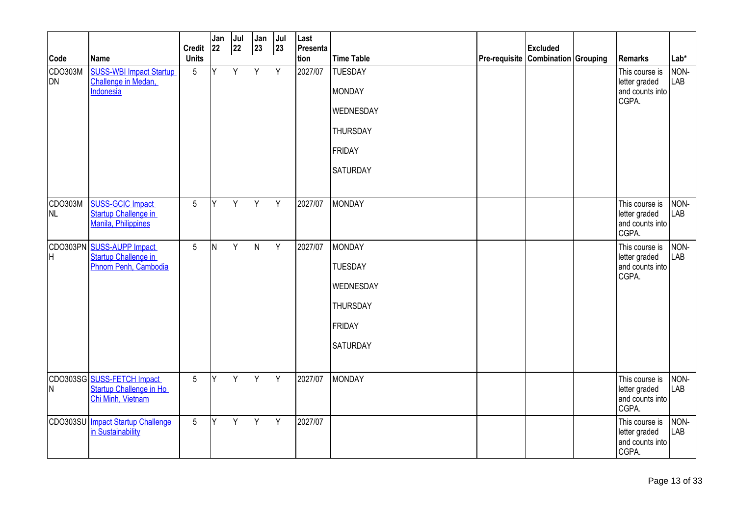| Code | Name | Credit Units | Jan 22 | Jul 22 | Jan 23 | Jul 23 | Last Presentation | Time Table | Pre-requisite | Excluded Combination | Grouping | Remarks | Lab* |
|---|---|---|---|---|---|---|---|---|---|---|---|---|---|
| CDO303MDN | SUSS-WBI Impact Startup Challenge in Medan, Indonesia | 5 | Y | Y | Y | Y | 2027/07 | TUESDAY<br>MONDAY<br>WEDNESDAY<br>THURSDAY<br>FRIDAY<br>SATURDAY | | | | This course is letter graded and counts into CGPA. | NON-LAB |
| CDO303MNL | SUSS-GCIC Impact Startup Challenge in Manila, Philippines | 5 | Y | Y | Y | Y | 2027/07 | MONDAY | | | | This course is letter graded and counts into CGPA. | NON-LAB |
| CDO303PNH | SUSS-AUPP Impact Startup Challenge in Phnom Penh, Cambodia | 5 | N | Y | N | Y | 2027/07 | MONDAY<br>TUESDAY<br>WEDNESDAY<br>THURSDAY<br>FRIDAY<br>SATURDAY | | | | This course is letter graded and counts into CGPA. | NON-LAB |
| CDO303SGN | SUSS-FETCH Impact Startup Challenge in Ho Chi Minh, Vietnam | 5 | Y | Y | Y | Y | 2027/07 | MONDAY | | | | This course is letter graded and counts into CGPA. | NON-LAB |
| CDO303SU | Impact Startup Challenge in Sustainability | 5 | Y | Y | Y | Y | 2027/07 | | | | | This course is letter graded and counts into CGPA. | NON-LAB |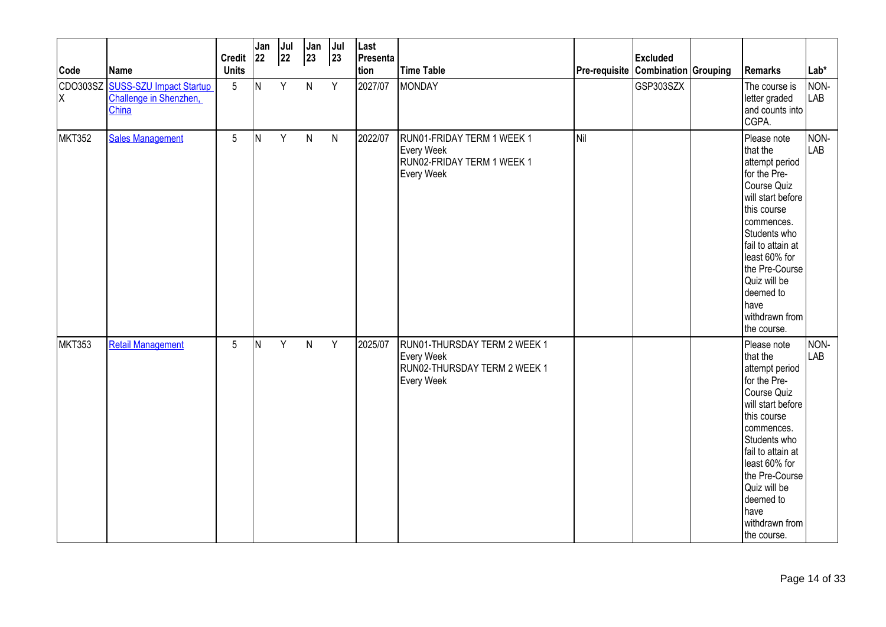| Code | Name | Credit Units | Jan 22 | Jul 22 | Jan 23 | Jul 23 | Last Presentation | Time Table | Pre-requisite | Excluded Combination | Grouping | Remarks | Lab* |
|---|---|---|---|---|---|---|---|---|---|---|---|---|---|
| CDO303SZX | SUSS-SZU Impact Startup Challenge in Shenzhen, China | 5 | N | Y | N | Y | 2027/07 | MONDAY | | GSP303SZX | | The course is letter graded and counts into CGPA. | NON-LAB |
| MKT352 | Sales Management | 5 | N | Y | N | N | 2022/07 | RUN01-FRIDAY TERM 1 WEEK 1 Every Week RUN02-FRIDAY TERM 1 WEEK 1 Every Week | Nil | | | Please note that the attempt period for the Pre-Course Quiz will start before this course commences. Students who fail to attain at least 60% for the Pre-Course Quiz will be deemed to have withdrawn from the course. | NON-LAB |
| MKT353 | Retail Management | 5 | N | Y | N | Y | 2025/07 | RUN01-THURSDAY TERM 2 WEEK 1 Every Week RUN02-THURSDAY TERM 2 WEEK 1 Every Week | | | | Please note that the attempt period for the Pre-Course Quiz will start before this course commences. Students who fail to attain at least 60% for the Pre-Course Quiz will be deemed to have withdrawn from the course. | NON-LAB |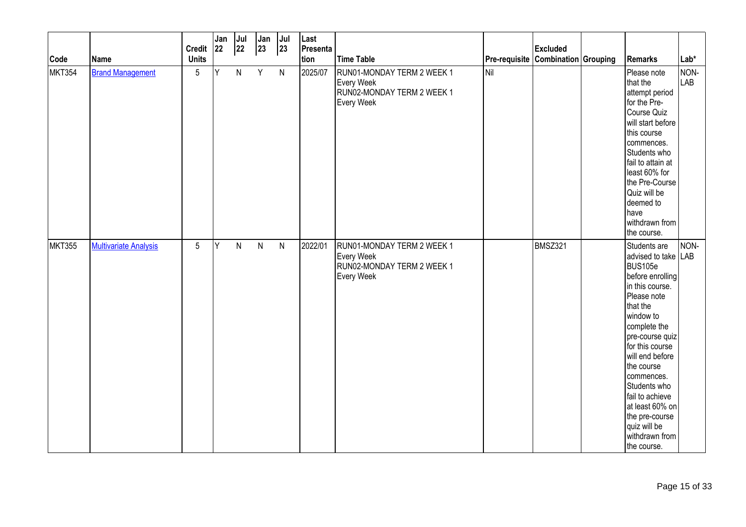| Code | Name | Credit Units | Jan 22 | Jul 22 | Jan 23 | Jul 23 | Last Presentation | Time Table | Pre-requisite | Excluded Combination | Grouping | Remarks | Lab* |
|---|---|---|---|---|---|---|---|---|---|---|---|---|---|
| MKT354 | Brand Management | 5 | Y | N | Y | N | 2025/07 | RUN01-MONDAY TERM 2 WEEK 1 Every Week RUN02-MONDAY TERM 2 WEEK 1 Every Week | Nil | | | Please note that the attempt period for the Pre-Course Quiz will start before this course commences. Students who fail to attain at least 60% for the Pre-Course Quiz will be deemed to have withdrawn from the course. | NON-LAB |
| MKT355 | Multivariate Analysis | 5 | Y | N | N | N | 2022/01 | RUN01-MONDAY TERM 2 WEEK 1 Every Week RUN02-MONDAY TERM 2 WEEK 1 Every Week | | BMSZ321 | | Students are advised to take BUS105e before enrolling in this course. Please note that the window to complete the pre-course quiz for this course will end before the course commences. Students who fail to achieve at least 60% on the pre-course quiz will be withdrawn from the course. | NON-LAB |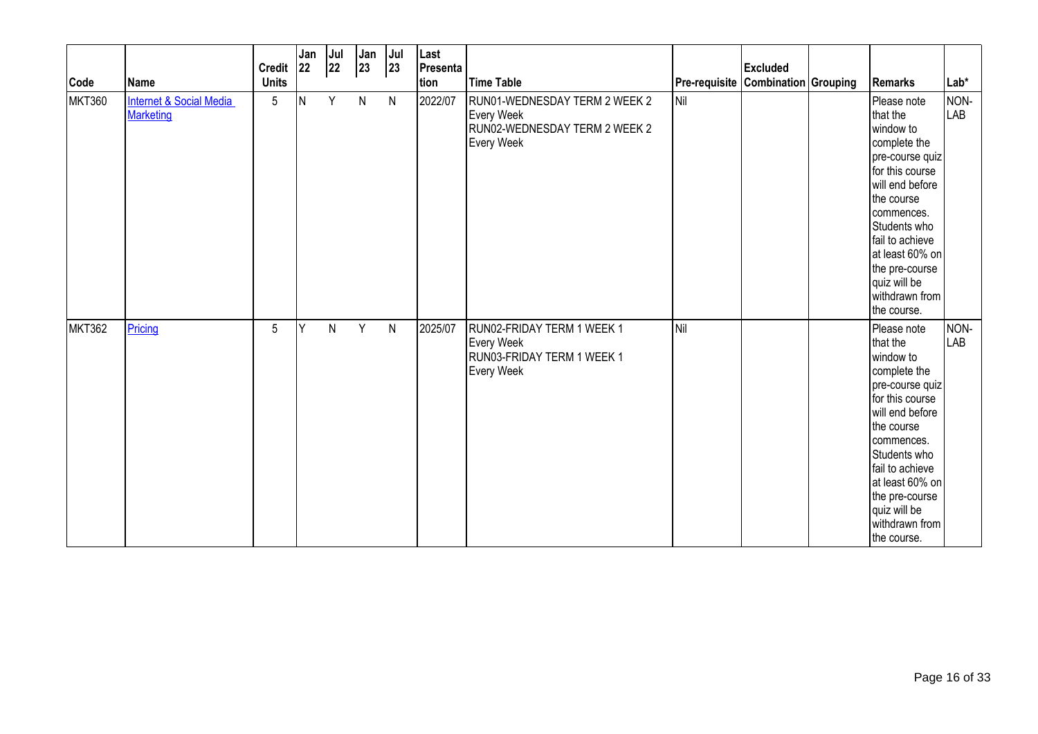| Code | Name | Credit Units | Jan 22 | Jul 22 | Jan 23 | Jul 23 | Last Presentation | Time Table | Pre-requisite | Excluded Combination | Grouping | Remarks | Lab* |
|---|---|---|---|---|---|---|---|---|---|---|---|---|---|
| MKT360 | Internet & Social Media Marketing | 5 | N | Y | N | N | 2022/07 | RUN01-WEDNESDAY TERM 2 WEEK 2 Every Week<br>RUN02-WEDNESDAY TERM 2 WEEK 2 Every Week | Nil | | | Please note that the window to complete the pre-course quiz for this course will end before the course commences. Students who fail to achieve at least 60% on the pre-course quiz will be withdrawn from the course. | NON-LAB |
| MKT362 | Pricing | 5 | Y | N | Y | N | 2025/07 | RUN02-FRIDAY TERM 1 WEEK 1 Every Week<br>RUN03-FRIDAY TERM 1 WEEK 1 Every Week | Nil | | | Please note that the window to complete the pre-course quiz for this course will end before the course commences. Students who fail to achieve at least 60% on the pre-course quiz will be withdrawn from the course. | NON-LAB |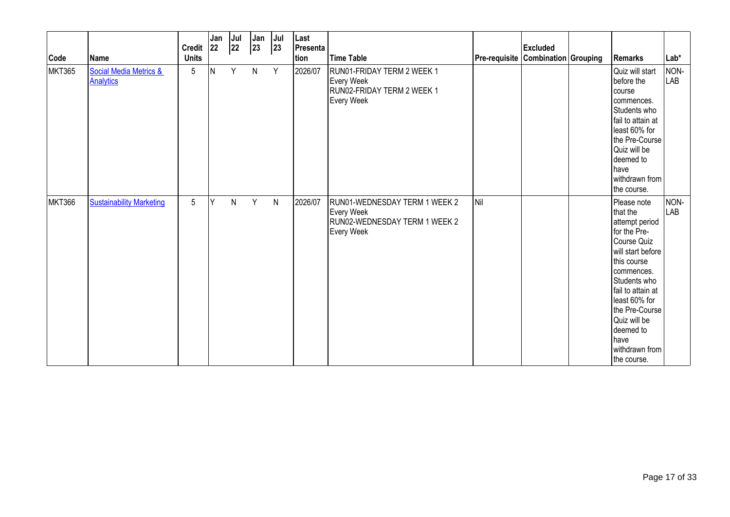| Code | Name | Credit Units | Jan 22 | Jul 22 | Jan 23 | Jul 23 | Last Presentation | Time Table | Pre-requisite | Excluded Combination | Grouping | Remarks | Lab* |
|---|---|---|---|---|---|---|---|---|---|---|---|---|---|
| MKT365 | Social Media Metrics & Analytics | 5 | N | Y | N | Y | 2026/07 | RUN01-FRIDAY TERM 2 WEEK 1 Every Week RUN02-FRIDAY TERM 2 WEEK 1 Every Week | | | | Quiz will start before the course commences. Students who fail to attain at least 60% for the Pre-Course Quiz will be deemed to have withdrawn from the course. | NON-LAB |
| MKT366 | Sustainability Marketing | 5 | Y | N | Y | N | 2026/07 | RUN01-WEDNESDAY TERM 1 WEEK 2 Every Week RUN02-WEDNESDAY TERM 1 WEEK 2 Every Week | Nil | | | Please note that the attempt period for the Pre-Course Quiz will start before this course commences. Students who fail to attain at least 60% for the Pre-Course Quiz will be deemed to have withdrawn from the course. | NON-LAB |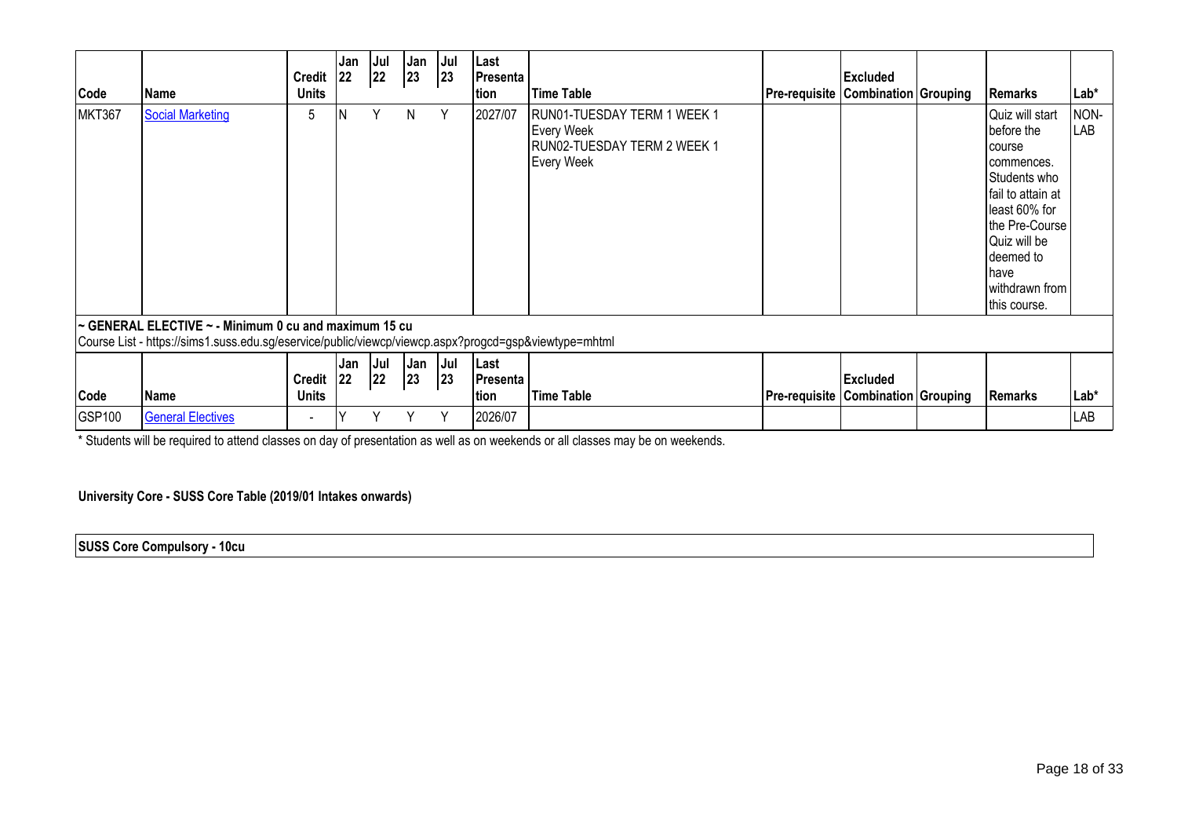| Code | Name | Credit Units | Jan 22 | Jul 22 | Jan 23 | Jul 23 | Last Presentation | Time Table | Pre-requisite | Excluded Combination | Grouping | Remarks | Lab* |
|---|---|---|---|---|---|---|---|---|---|---|---|---|---|
| MKT367 | Social Marketing | 5 | N | Y | N | Y | 2027/07 | RUN01-TUESDAY TERM 1 WEEK 1 Every Week RUN02-TUESDAY TERM 2 WEEK 1 Every Week | | | | Quiz will start before the course commences. Students who fail to attain at least 60% for the Pre-Course Quiz will be deemed to have withdrawn from this course. | NON-LAB |

**~ GENERAL ELECTIVE ~ - Minimum 0 cu and maximum 15 cu**

Course List - https://sims1.suss.edu.sg/eservice/public/viewcp/viewcp.aspx?progcd=gsp&viewtype=mhtml

| Code | Name | Credit Units | Jan 22 | Jul 22 | Jan 23 | Jul 23 | Last Presentation | Time Table | Pre-requisite | Excluded Combination | Grouping | Remarks | Lab* |
|---|---|---|---|---|---|---|---|---|---|---|---|---|---|
| GSP100 | General Electives | - | Y | Y | Y | Y | 2026/07 | | | | | | LAB |

* Students will be required to attend classes on day of presentation as well as on weekends or all classes may be on weekends.

**University Core - SUSS Core Table (2019/01 Intakes onwards)**

**SUSS Core Compulsory - 10cu**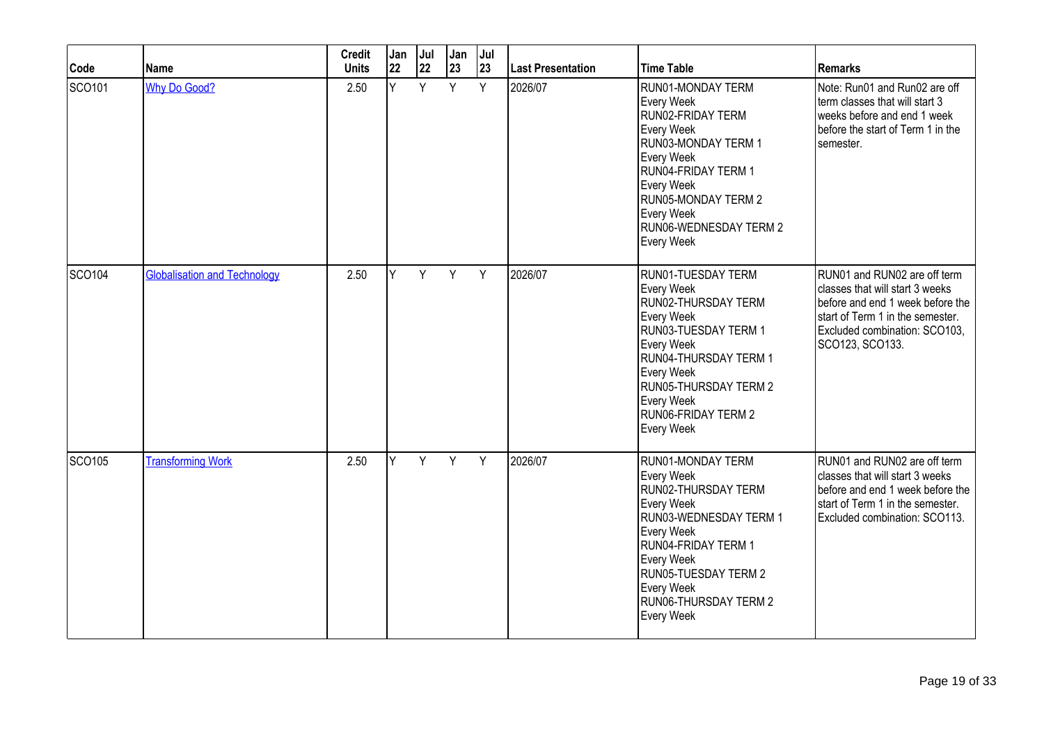| Code | Name | Credit Units | Jan 22 | Jul 22 | Jan 23 | Jul 23 | Last Presentation | Time Table | Remarks |
| --- | --- | --- | --- | --- | --- | --- | --- | --- | --- |
| SCO101 | Why Do Good? | 2.50 | Y | Y | Y | Y | 2026/07 | RUN01-MONDAY TERM<br>Every Week<br>RUN02-FRIDAY TERM<br>Every Week<br>RUN03-MONDAY TERM 1<br>Every Week<br>RUN04-FRIDAY TERM 1<br>Every Week<br>RUN05-MONDAY TERM 2<br>Every Week<br>RUN06-WEDNESDAY TERM 2<br>Every Week | Note: Run01 and Run02 are off term classes that will start 3 weeks before and end 1 week before the start of Term 1 in the semester. |
| SCO104 | Globalisation and Technology | 2.50 | Y | Y | Y | Y | 2026/07 | RUN01-TUESDAY TERM<br>Every Week<br>RUN02-THURSDAY TERM<br>Every Week<br>RUN03-TUESDAY TERM 1<br>Every Week<br>RUN04-THURSDAY TERM 1<br>Every Week<br>RUN05-THURSDAY TERM 2<br>Every Week<br>RUN06-FRIDAY TERM 2<br>Every Week | RUN01 and RUN02 are off term classes that will start 3 weeks before and end 1 week before the start of Term 1 in the semester. Excluded combination: SCO103, SCO123, SCO133. |
| SCO105 | Transforming Work | 2.50 | Y | Y | Y | Y | 2026/07 | RUN01-MONDAY TERM<br>Every Week<br>RUN02-THURSDAY TERM<br>Every Week<br>RUN03-WEDNESDAY TERM 1<br>Every Week<br>RUN04-FRIDAY TERM 1<br>Every Week<br>RUN05-TUESDAY TERM 2<br>Every Week<br>RUN06-THURSDAY TERM 2<br>Every Week | RUN01 and RUN02 are off term classes that will start 3 weeks before and end 1 week before the start of Term 1 in the semester. Excluded combination: SCO113. |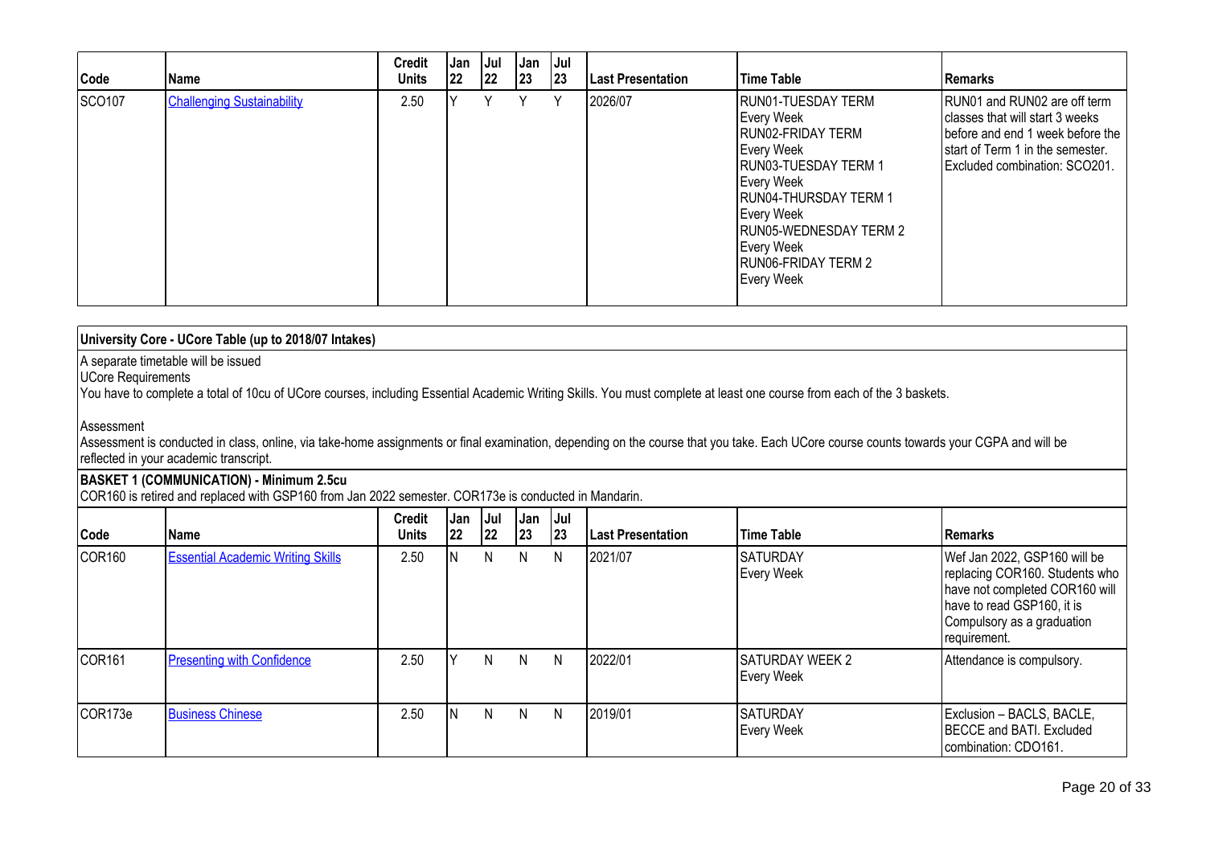| Code | Name | Credit Units | Jan 22 | Jul 22 | Jan 23 | Jul 23 | Last Presentation | Time Table | Remarks |
|---|---|---|---|---|---|---|---|---|---|
| SCO107 | Challenging Sustainability | 2.50 | Y | Y | Y | Y | 2026/07 | RUN01-TUESDAY TERM Every Week RUN02-FRIDAY TERM Every Week RUN03-TUESDAY TERM 1 Every Week RUN04-THURSDAY TERM 1 Every Week RUN05-WEDNESDAY TERM 2 Every Week RUN06-FRIDAY TERM 2 Every Week | RUN01 and RUN02 are off term classes that will start 3 weeks before and end 1 week before the start of Term 1 in the semester. Excluded combination: SCO201. |

## University Core - UCore Table (up to 2018/07 Intakes)

A separate timetable will be issued

UCore Requirements

You have to complete a total of 10cu of UCore courses, including Essential Academic Writing Skills. You must complete at least one course from each of the 3 baskets.

Assessment

Assessment is conducted in class, online, via take-home assignments or final examination, depending on the course that you take. Each UCore course counts towards your CGPA and will be reflected in your academic transcript.

### BASKET 1 (COMMUNICATION) - Minimum 2.5cu

COR160 is retired and replaced with GSP160 from Jan 2022 semester. COR173e is conducted in Mandarin.

| Code | Name | Credit Units | Jan 22 | Jul 22 | Jan 23 | Jul 23 | Last Presentation | Time Table | Remarks |
|---|---|---|---|---|---|---|---|---|---|
| COR160 | Essential Academic Writing Skills | 2.50 | N | N | N | N | 2021/07 | SATURDAY Every Week | Wef Jan 2022, GSP160 will be replacing COR160. Students who have not completed COR160 will have to read GSP160, it is Compulsory as a graduation requirement. |
| COR161 | Presenting with Confidence | 2.50 | Y | N | N | N | 2022/01 | SATURDAY WEEK 2 Every Week | Attendance is compulsory. |
| COR173e | Business Chinese | 2.50 | N | N | N | N | 2019/01 | SATURDAY Every Week | Exclusion – BACLS, BACLE, BECCE and BATI. Excluded combination: CDO161. |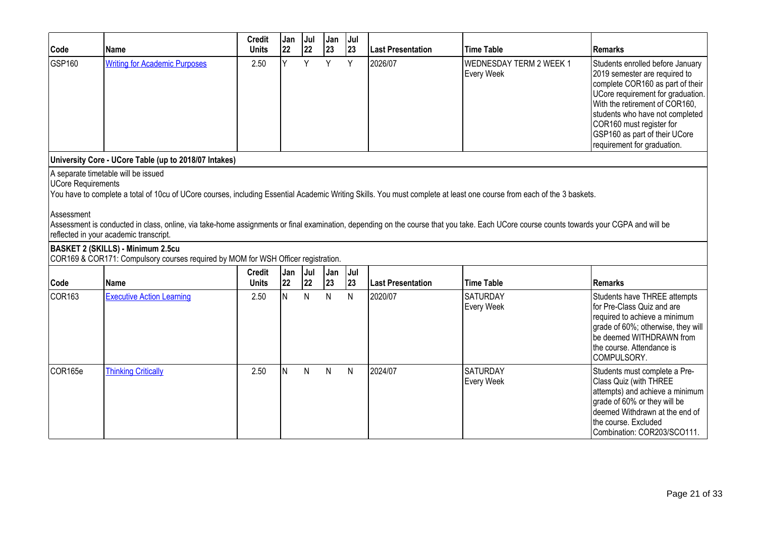| Code | Name | Credit Units | Jan 22 | Jul 22 | Jan 23 | Jul 23 | Last Presentation | Time Table | Remarks |
|---|---|---|---|---|---|---|---|---|---|
| GSP160 | Writing for Academic Purposes | 2.50 | Y | Y | Y | Y | 2026/07 | WEDNESDAY TERM 2 WEEK 1 Every Week | Students enrolled before January 2019 semester are required to complete COR160 as part of their UCore requirement for graduation. With the retirement of COR160, students who have not completed COR160 must register for GSP160 as part of their UCore requirement for graduation. |

**University Core - UCore Table (up to 2018/07 Intakes)**

A separate timetable will be issued

UCore Requirements

You have to complete a total of 10cu of UCore courses, including Essential Academic Writing Skills. You must complete at least one course from each of the 3 baskets.

Assessment

Assessment is conducted in class, online, via take-home assignments or final examination, depending on the course that you take. Each UCore course counts towards your CGPA and will be reflected in your academic transcript.

**BASKET 2 (SKILLS) - Minimum 2.5cu**

COR169 & COR171: Compulsory courses required by MOM for WSH Officer registration.

| Code | Name | Credit Units | Jan 22 | Jul 22 | Jan 23 | Jul 23 | Last Presentation | Time Table | Remarks |
|---|---|---|---|---|---|---|---|---|---|
| COR163 | Executive Action Learning | 2.50 | N | N | N | N | 2020/07 | SATURDAY Every Week | Students have THREE attempts for Pre-Class Quiz and are required to achieve a minimum grade of 60%; otherwise, they will be deemed WITHDRAWN from the course. Attendance is COMPULSORY. |
| COR165e | Thinking Critically | 2.50 | N | N | N | N | 2024/07 | SATURDAY Every Week | Students must complete a Pre-Class Quiz (with THREE attempts) and achieve a minimum grade of 60% or they will be deemed Withdrawn at the end of the course. Excluded Combination: COR203/SCO111. |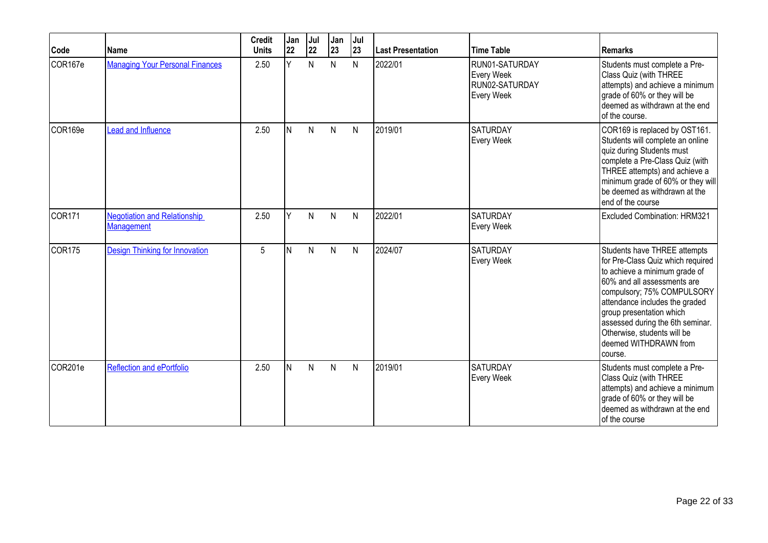| Code | Name | Credit Units | Jan 22 | Jul 22 | Jan 23 | Jul 23 | Last Presentation | Time Table | Remarks |
|---|---|---|---|---|---|---|---|---|---|
| COR167e | Managing Your Personal Finances | 2.50 | Y | N | N | N | 2022/01 | RUN01-SATURDAY Every Week RUN02-SATURDAY Every Week | Students must complete a Pre-Class Quiz (with THREE attempts) and achieve a minimum grade of 60% or they will be deemed as withdrawn at the end of the course. |
| COR169e | Lead and Influence | 2.50 | N | N | N | N | 2019/01 | SATURDAY Every Week | COR169 is replaced by OST161. Students will complete an online quiz during Students must complete a Pre-Class Quiz (with THREE attempts) and achieve a minimum grade of 60% or they will be deemed as withdrawn at the end of the course |
| COR171 | Negotiation and Relationship Management | 2.50 | Y | N | N | N | 2022/01 | SATURDAY Every Week | Excluded Combination: HRM321 |
| COR175 | Design Thinking for Innovation | 5 | N | N | N | N | 2024/07 | SATURDAY Every Week | Students have THREE attempts for Pre-Class Quiz which required to achieve a minimum grade of 60% and all assessments are compulsory; 75% COMPULSORY attendance includes the graded group presentation which assessed during the 6th seminar. Otherwise, students will be deemed WITHDRAWN from course. |
| COR201e | Reflection and ePortfolio | 2.50 | N | N | N | N | 2019/01 | SATURDAY Every Week | Students must complete a Pre-Class Quiz (with THREE attempts) and achieve a minimum grade of 60% or they will be deemed as withdrawn at the end of the course |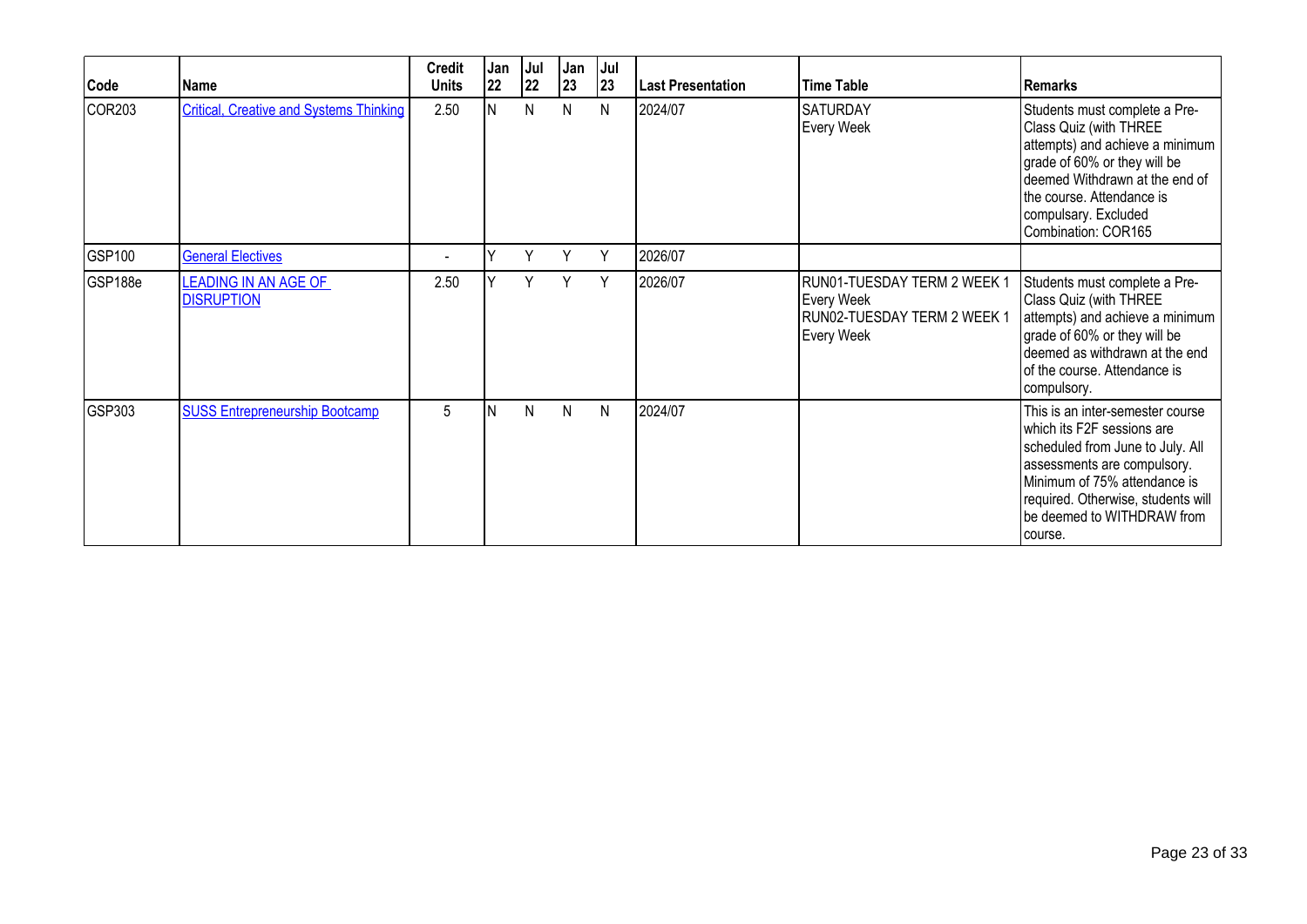| Code | Name | Credit Units | Jan 22 | Jul 22 | Jan 23 | Jul 23 | Last Presentation | Time Table | Remarks |
|---|---|---|---|---|---|---|---|---|---|
| COR203 | Critical, Creative and Systems Thinking | 2.50 | N | N | N | N | 2024/07 | SATURDAY Every Week | Students must complete a Pre-Class Quiz (with THREE attempts) and achieve a minimum grade of 60% or they will be deemed Withdrawn at the end of the course. Attendance is compulsary. Excluded Combination: COR165 |
| GSP100 | General Electives | - | Y | Y | Y | Y | 2026/07 | | |
| GSP188e | LEADING IN AN AGE OF DISRUPTION | 2.50 | Y | Y | Y | Y | 2026/07 | RUN01-TUESDAY TERM 2 WEEK 1 Every Week RUN02-TUESDAY TERM 2 WEEK 1 Every Week | Students must complete a Pre-Class Quiz (with THREE attempts) and achieve a minimum grade of 60% or they will be deemed as withdrawn at the end of the course. Attendance is compulsory. |
| GSP303 | SUSS Entrepreneurship Bootcamp | 5 | N | N | N | N | 2024/07 | | This is an inter-semester course which its F2F sessions are scheduled from June to July. All assessments are compulsory. Minimum of 75% attendance is required. Otherwise, students will be deemed to WITHDRAW from course. |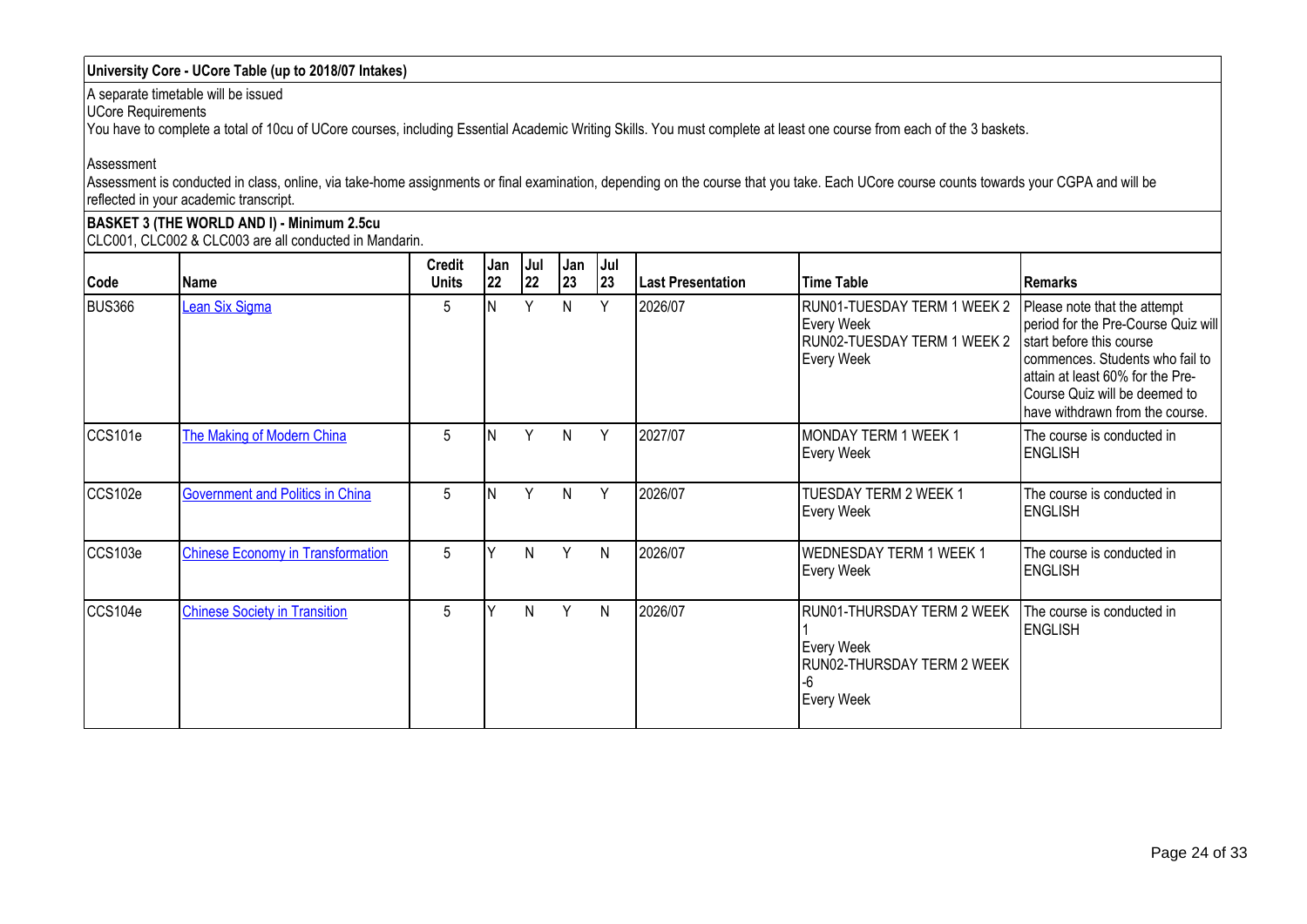## University Core - UCore Table (up to 2018/07 Intakes)

A separate timetable will be issued

UCore Requirements

You have to complete a total of 10cu of UCore courses, including Essential Academic Writing Skills. You must complete at least one course from each of the 3 baskets.

Assessment

Assessment is conducted in class, online, via take-home assignments or final examination, depending on the course that you take. Each UCore course counts towards your CGPA and will be reflected in your academic transcript.

### BASKET 3 (THE WORLD AND I) - Minimum 2.5cu

CLC001, CLC002 & CLC003 are all conducted in Mandarin.

| Code | Name | Credit Units | Jan 22 | Jul 22 | Jan 23 | Jul 23 | Last Presentation | Time Table | Remarks |
|---|---|---|---|---|---|---|---|---|---|
| BUS366 | Lean Six Sigma | 5 | N | Y | N | Y | 2026/07 | RUN01-TUESDAY TERM 1 WEEK 2 Every Week RUN02-TUESDAY TERM 1 WEEK 2 Every Week | Please note that the attempt period for the Pre-Course Quiz will start before this course commences. Students who fail to attain at least 60% for the Pre-Course Quiz will be deemed to have withdrawn from the course. |
| CCS101e | The Making of Modern China | 5 | N | Y | N | Y | 2027/07 | MONDAY TERM 1 WEEK 1 Every Week | The course is conducted in ENGLISH |
| CCS102e | Government and Politics in China | 5 | N | Y | N | Y | 2026/07 | TUESDAY TERM 2 WEEK 1 Every Week | The course is conducted in ENGLISH |
| CCS103e | Chinese Economy in Transformation | 5 | Y | N | Y | N | 2026/07 | WEDNESDAY TERM 1 WEEK 1 Every Week | The course is conducted in ENGLISH |
| CCS104e | Chinese Society in Transition | 5 | Y | N | Y | N | 2026/07 | RUN01-THURSDAY TERM 2 WEEK 1 Every Week RUN02-THURSDAY TERM 2 WEEK -6 Every Week | The course is conducted in ENGLISH |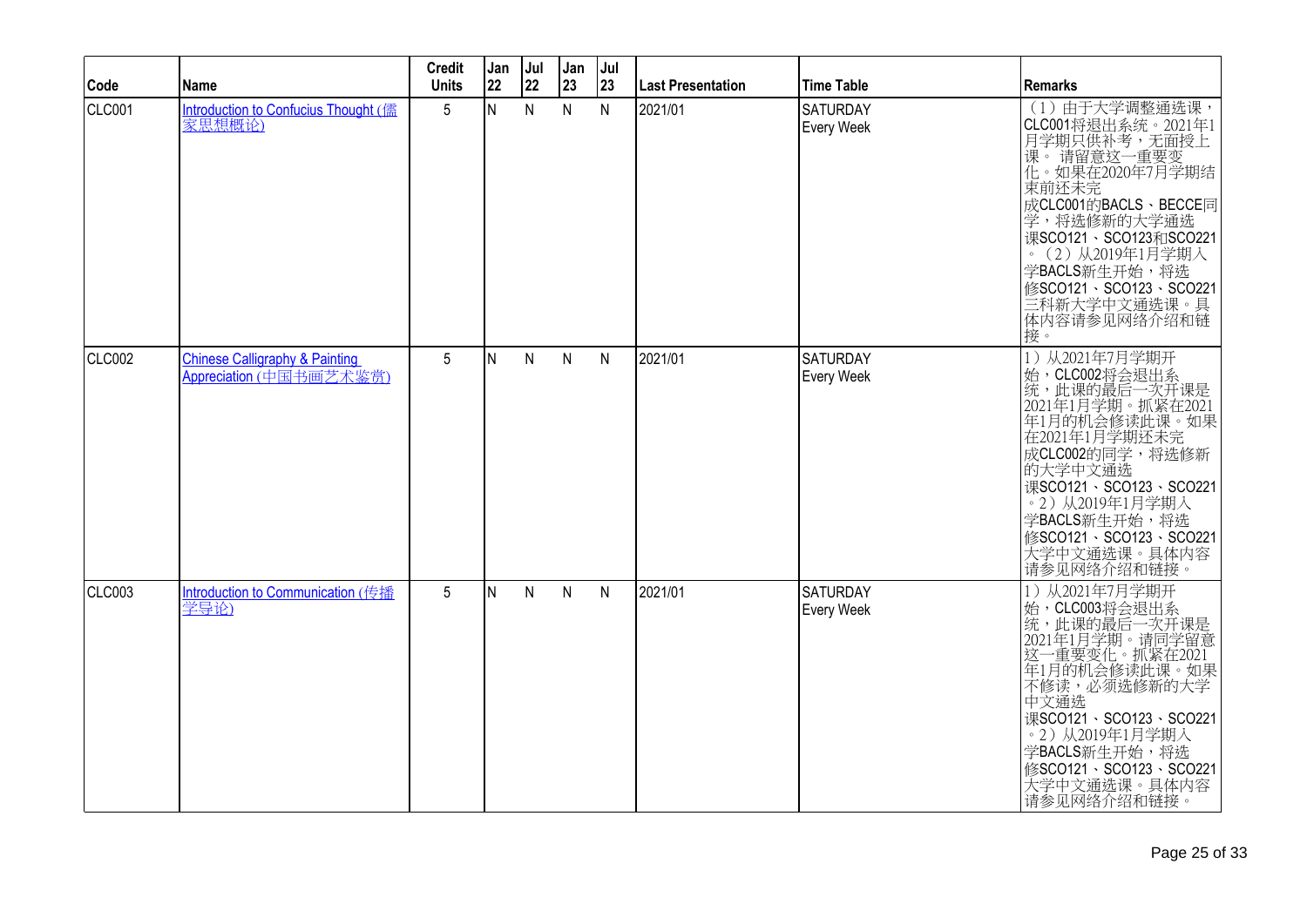| Code | Name | Credit Units | Jan 22 | Jul 22 | Jan 23 | Jul 23 | Last Presentation | Time Table | Remarks |
|---|---|---|---|---|---|---|---|---|---|
| CLC001 | Introduction to Confucius Thought (儒家思想概论) | 5 | N | N | N | N | 2021/01 | SATURDAY Every Week | （1）由于大学调整通选课，CLC001将退出系统。2021年1月学期只供补考，无面授上课。 请留意这一重要变化。如果在2020年7月学期结束前还未完成CLC001的BACLS、BECCE同学，将选修新的大学通选课SCO121、SCO123和SCO221。（2）从2019年1月学期入学BACLS新生开始，将选修SCO121、SCO123、SCO221三科新大学中文通选课。具体内容请参见网络介绍和链接。 |
| CLC002 | Chinese Calligraphy & Painting Appreciation (中国书画艺术鉴赏) | 5 | N | N | N | N | 2021/01 | SATURDAY Every Week | 1）从2021年7月学期开始，CLC002将会退出系统，此课的最后一次开课是2021年1月学期。抓紧在2021年1月的机会修读此课。如果在2021年1月学期还未完成CLC002的同学，将选修新的大学中文通选课SCO121、SCO123、SCO221。2）从2019年1月学期入学BACLS新生开始，将选修SCO121、SCO123、SCO221大学中文通选课。具体内容请参见网络介绍和链接。 |
| CLC003 | Introduction to Communication (传播学导论) | 5 | N | N | N | N | 2021/01 | SATURDAY Every Week | 1）从2021年7月学期开始，CLC003将会退出系统，此课的最后一次开课是2021年1月学期。请同学留意这一重要变化。抓紧在2021年1月的机会修读此课。如果不修读，必须选修新的大学中文通选课SCO121、SCO123、SCO221。2）从2019年1月学期入学BACLS新生开始，将选修SCO121、SCO123、SCO221大学中文通选课。具体内容请参见网络介绍和链接。 |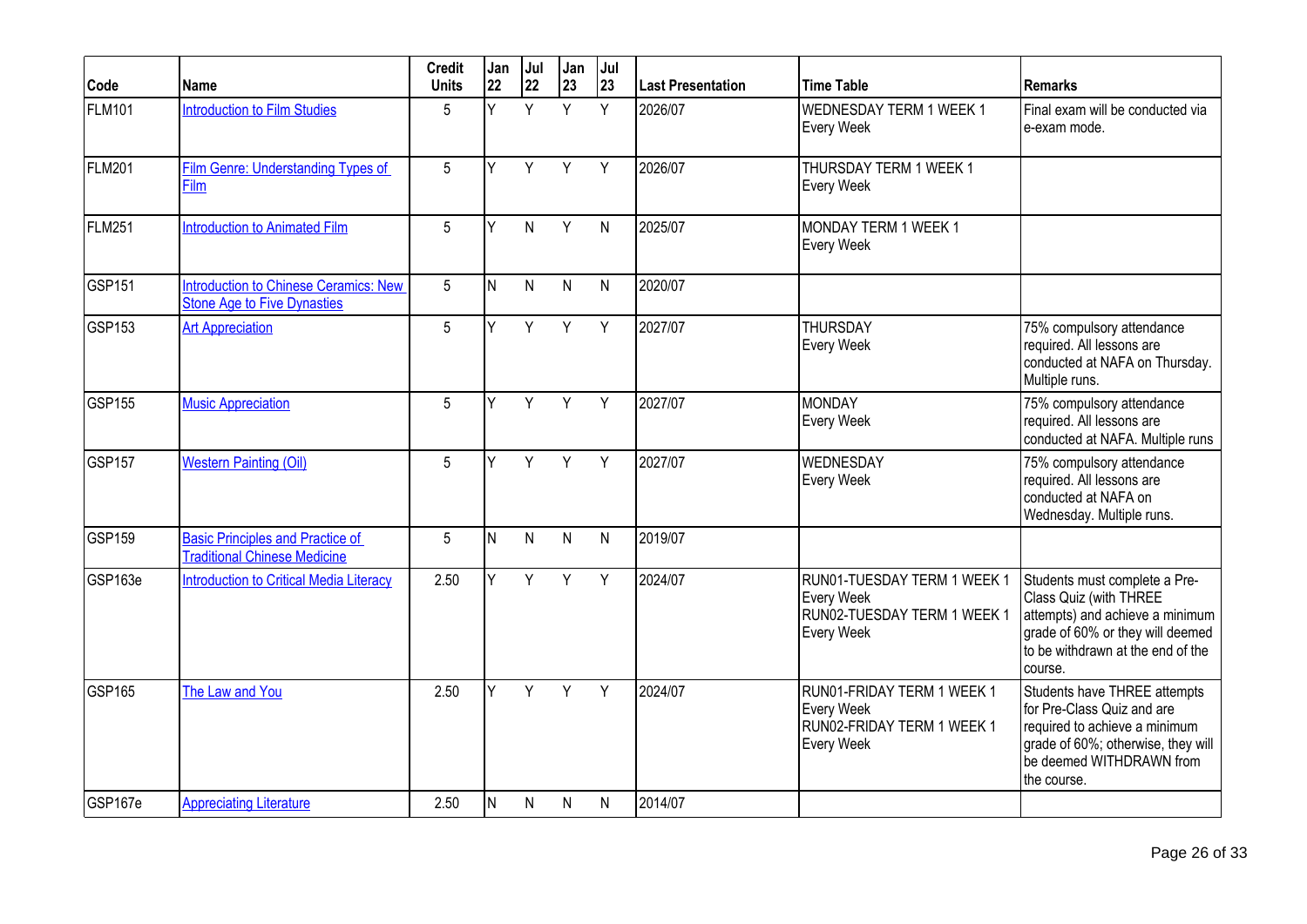| Code | Name | Credit Units | Jan 22 | Jul 22 | Jan 23 | Jul 23 | Last Presentation | Time Table | Remarks |
|---|---|---|---|---|---|---|---|---|---|
| FLM101 | Introduction to Film Studies | 5 | Y | Y | Y | Y | 2026/07 | WEDNESDAY TERM 1 WEEK 1 Every Week | Final exam will be conducted via e-exam mode. |
| FLM201 | Film Genre: Understanding Types of Film | 5 | Y | Y | Y | Y | 2026/07 | THURSDAY TERM 1 WEEK 1 Every Week | |
| FLM251 | Introduction to Animated Film | 5 | Y | N | Y | N | 2025/07 | MONDAY TERM 1 WEEK 1 Every Week | |
| GSP151 | Introduction to Chinese Ceramics: New Stone Age to Five Dynasties | 5 | N | N | N | N | 2020/07 | | |
| GSP153 | Art Appreciation | 5 | Y | Y | Y | Y | 2027/07 | THURSDAY Every Week | 75% compulsory attendance required. All lessons are conducted at NAFA on Thursday. Multiple runs. |
| GSP155 | Music Appreciation | 5 | Y | Y | Y | Y | 2027/07 | MONDAY Every Week | 75% compulsory attendance required. All lessons are conducted at NAFA. Multiple runs |
| GSP157 | Western Painting (Oil) | 5 | Y | Y | Y | Y | 2027/07 | WEDNESDAY Every Week | 75% compulsory attendance required. All lessons are conducted at NAFA on Wednesday. Multiple runs. |
| GSP159 | Basic Principles and Practice of Traditional Chinese Medicine | 5 | N | N | N | N | 2019/07 | | |
| GSP163e | Introduction to Critical Media Literacy | 2.50 | Y | Y | Y | Y | 2024/07 | RUN01-TUESDAY TERM 1 WEEK 1 Every Week RUN02-TUESDAY TERM 1 WEEK 1 Every Week | Students must complete a Pre-Class Quiz (with THREE attempts) and achieve a minimum grade of 60% or they will deemed to be withdrawn at the end of the course. |
| GSP165 | The Law and You | 2.50 | Y | Y | Y | Y | 2024/07 | RUN01-FRIDAY TERM 1 WEEK 1 Every Week RUN02-FRIDAY TERM 1 WEEK 1 Every Week | Students have THREE attempts for Pre-Class Quiz and are required to achieve a minimum grade of 60%; otherwise, they will be deemed WITHDRAWN from the course. |
| GSP167e | Appreciating Literature | 2.50 | N | N | N | N | 2014/07 | | |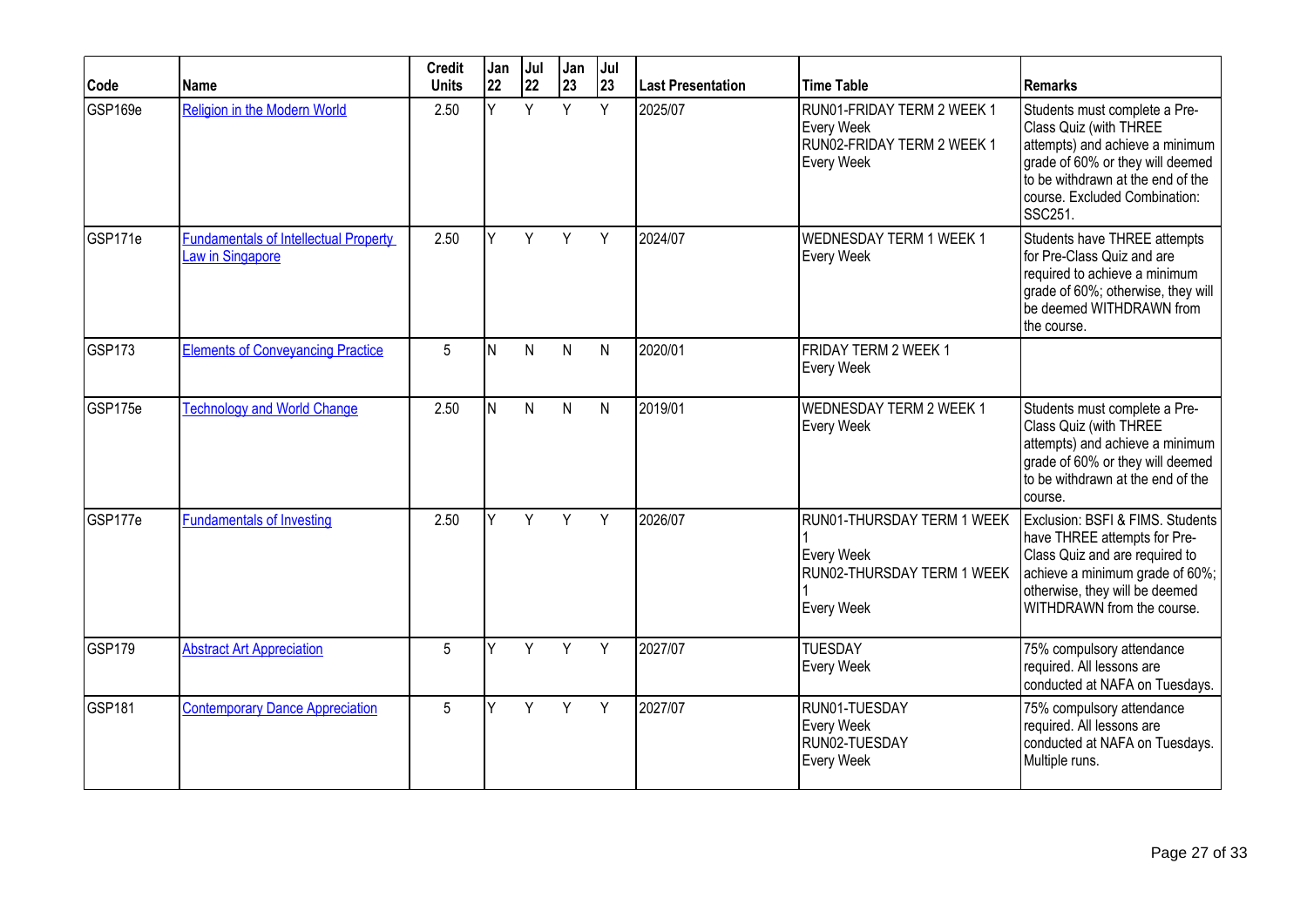| Code | Name | Credit Units | Jan 22 | Jul 22 | Jan 23 | Jul 23 | Last Presentation | Time Table | Remarks |
|---|---|---|---|---|---|---|---|---|---|
| GSP169e | Religion in the Modern World | 2.50 | Y | Y | Y | Y | 2025/07 | RUN01-FRIDAY TERM 2 WEEK 1 Every Week RUN02-FRIDAY TERM 2 WEEK 1 Every Week | Students must complete a Pre-Class Quiz (with THREE attempts) and achieve a minimum grade of 60% or they will deemed to be withdrawn at the end of the course. Excluded Combination: SSC251. |
| GSP171e | Fundamentals of Intellectual Property Law in Singapore | 2.50 | Y | Y | Y | Y | 2024/07 | WEDNESDAY TERM 1 WEEK 1 Every Week | Students have THREE attempts for Pre-Class Quiz and are required to achieve a minimum grade of 60%; otherwise, they will be deemed WITHDRAWN from the course. |
| GSP173 | Elements of Conveyancing Practice | 5 | N | N | N | N | 2020/01 | FRIDAY TERM 2 WEEK 1 Every Week | |
| GSP175e | Technology and World Change | 2.50 | N | N | N | N | 2019/01 | WEDNESDAY TERM 2 WEEK 1 Every Week | Students must complete a Pre-Class Quiz (with THREE attempts) and achieve a minimum grade of 60% or they will deemed to be withdrawn at the end of the course. |
| GSP177e | Fundamentals of Investing | 2.50 | Y | Y | Y | Y | 2026/07 | RUN01-THURSDAY TERM 1 WEEK 1 Every Week RUN02-THURSDAY TERM 1 WEEK 1 Every Week | Exclusion: BSFI & FIMS. Students have THREE attempts for Pre-Class Quiz and are required to achieve a minimum grade of 60%; otherwise, they will be deemed WITHDRAWN from the course. |
| GSP179 | Abstract Art Appreciation | 5 | Y | Y | Y | Y | 2027/07 | TUESDAY Every Week | 75% compulsory attendance required. All lessons are conducted at NAFA on Tuesdays. |
| GSP181 | Contemporary Dance Appreciation | 5 | Y | Y | Y | Y | 2027/07 | RUN01-TUESDAY Every Week RUN02-TUESDAY Every Week | 75% compulsory attendance required. All lessons are conducted at NAFA on Tuesdays. Multiple runs. |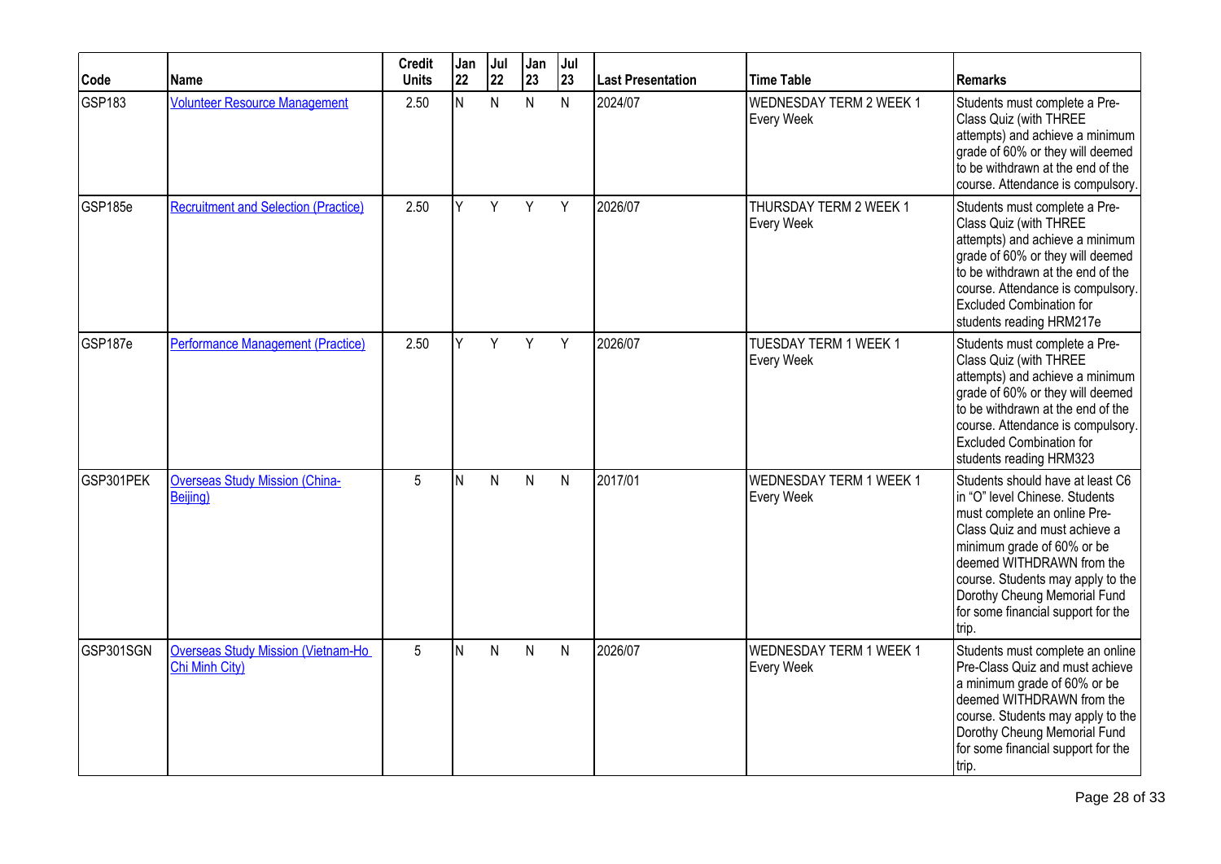| Code | Name | Credit Units | Jan 22 | Jul 22 | Jan 23 | Jul 23 | Last Presentation | Time Table | Remarks |
|---|---|---|---|---|---|---|---|---|---|
| GSP183 | Volunteer Resource Management | 2.50 | N | N | N | N | 2024/07 | WEDNESDAY TERM 2 WEEK 1 Every Week | Students must complete a Pre-Class Quiz (with THREE attempts) and achieve a minimum grade of 60% or they will deemed to be withdrawn at the end of the course. Attendance is compulsory. |
| GSP185e | Recruitment and Selection (Practice) | 2.50 | Y | Y | Y | Y | 2026/07 | THURSDAY TERM 2 WEEK 1 Every Week | Students must complete a Pre-Class Quiz (with THREE attempts) and achieve a minimum grade of 60% or they will deemed to be withdrawn at the end of the course. Attendance is compulsory. Excluded Combination for students reading HRM217e |
| GSP187e | Performance Management (Practice) | 2.50 | Y | Y | Y | Y | 2026/07 | TUESDAY TERM 1 WEEK 1 Every Week | Students must complete a Pre-Class Quiz (with THREE attempts) and achieve a minimum grade of 60% or they will deemed to be withdrawn at the end of the course. Attendance is compulsory. Excluded Combination for students reading HRM323 |
| GSP301PEK | Overseas Study Mission (China-Beijing) | 5 | N | N | N | N | 2017/01 | WEDNESDAY TERM 1 WEEK 1 Every Week | Students should have at least C6 in "O" level Chinese. Students must complete an online Pre-Class Quiz and must achieve a minimum grade of 60% or be deemed WITHDRAWN from the course. Students may apply to the Dorothy Cheung Memorial Fund for some financial support for the trip. |
| GSP301SGN | Overseas Study Mission (Vietnam-Ho Chi Minh City) | 5 | N | N | N | N | 2026/07 | WEDNESDAY TERM 1 WEEK 1 Every Week | Students must complete an online Pre-Class Quiz and must achieve a minimum grade of 60% or be deemed WITHDRAWN from the course. Students may apply to the Dorothy Cheung Memorial Fund for some financial support for the trip. |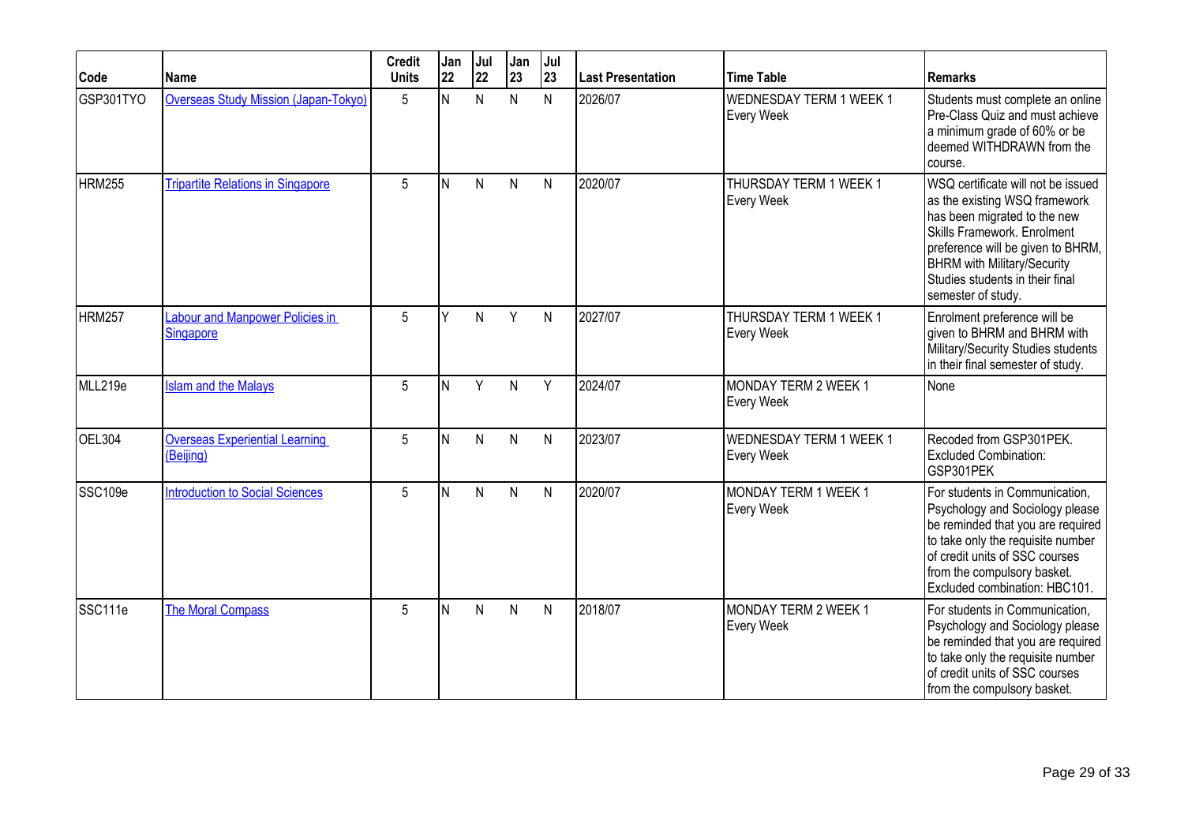| Code | Name | Credit Units | Jan 22 | Jul 22 | Jan 23 | Jul 23 | Last Presentation | Time Table | Remarks |
|---|---|---|---|---|---|---|---|---|---|
| GSP301TYO | Overseas Study Mission (Japan-Tokyo) | 5 | N | N | N | N | 2026/07 | WEDNESDAY TERM 1 WEEK 1 Every Week | Students must complete an online Pre-Class Quiz and must achieve a minimum grade of 60% or be deemed WITHDRAWN from the course. |
| HRM255 | Tripartite Relations in Singapore | 5 | N | N | N | N | 2020/07 | THURSDAY TERM 1 WEEK 1 Every Week | WSQ certificate will not be issued as the existing WSQ framework has been migrated to the new Skills Framework. Enrolment preference will be given to BHRM, BHRM with Military/Security Studies students in their final semester of study. |
| HRM257 | Labour and Manpower Policies in Singapore | 5 | Y | N | Y | N | 2027/07 | THURSDAY TERM 1 WEEK 1 Every Week | Enrolment preference will be given to BHRM and BHRM with Military/Security Studies students in their final semester of study. |
| MLL219e | Islam and the Malays | 5 | N | Y | N | Y | 2024/07 | MONDAY TERM 2 WEEK 1 Every Week | None |
| OEL304 | Overseas Experiential Learning (Beijing) | 5 | N | N | N | N | 2023/07 | WEDNESDAY TERM 1 WEEK 1 Every Week | Recoded from GSP301PEK. Excluded Combination: GSP301PEK |
| SSC109e | Introduction to Social Sciences | 5 | N | N | N | N | 2020/07 | MONDAY TERM 1 WEEK 1 Every Week | For students in Communication, Psychology and Sociology please be reminded that you are required to take only the requisite number of credit units of SSC courses from the compulsory basket. Excluded combination: HBC101. |
| SSC111e | The Moral Compass | 5 | N | N | N | N | 2018/07 | MONDAY TERM 2 WEEK 1 Every Week | For students in Communication, Psychology and Sociology please be reminded that you are required to take only the requisite number of credit units of SSC courses from the compulsory basket. |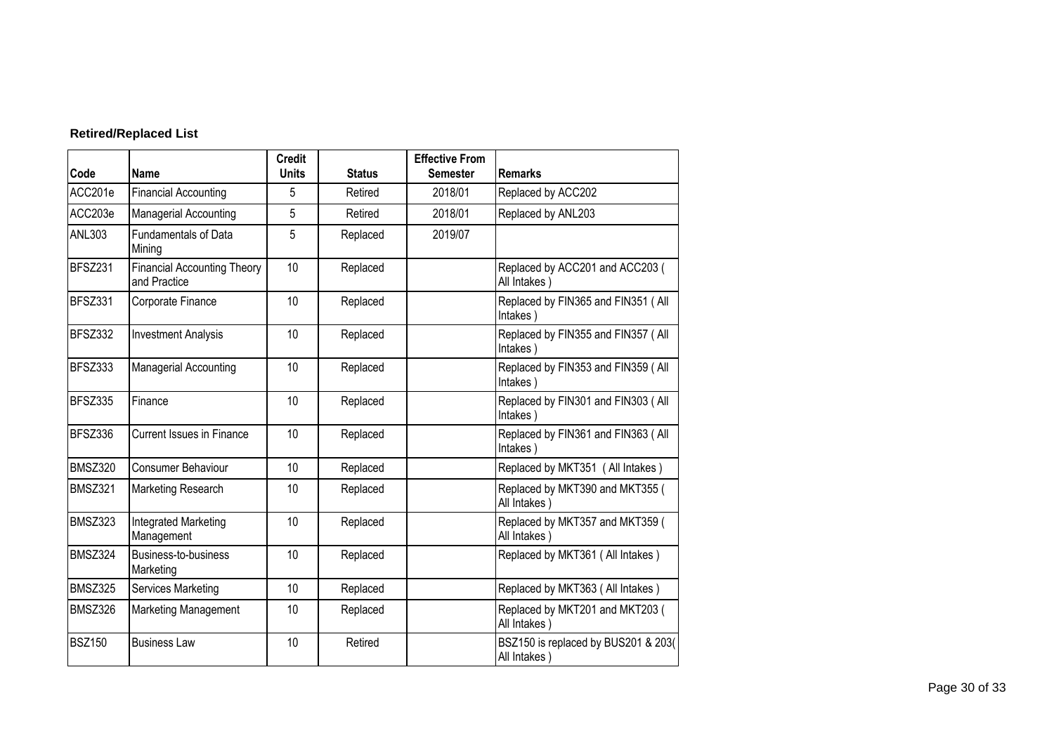**Retired/Replaced List**

| Code | Name | Credit Units | Status | Effective From Semester | Remarks |
|---|---|---|---|---|---|
| ACC201e | Financial Accounting | 5 | Retired | 2018/01 | Replaced by ACC202 |
| ACC203e | Managerial Accounting | 5 | Retired | 2018/01 | Replaced by ANL203 |
| ANL303 | Fundamentals of Data Mining | 5 | Replaced | 2019/07 | |
| BFSZ231 | Financial Accounting Theory and Practice | 10 | Replaced | | Replaced by ACC201 and ACC203 ( All Intakes ) |
| BFSZ331 | Corporate Finance | 10 | Replaced | | Replaced by FIN365 and FIN351 ( All Intakes ) |
| BFSZ332 | Investment Analysis | 10 | Replaced | | Replaced by FIN355 and FIN357 ( All Intakes ) |
| BFSZ333 | Managerial Accounting | 10 | Replaced | | Replaced by FIN353 and FIN359 ( All Intakes ) |
| BFSZ335 | Finance | 10 | Replaced | | Replaced by FIN301 and FIN303 ( All Intakes ) |
| BFSZ336 | Current Issues in Finance | 10 | Replaced | | Replaced by FIN361 and FIN363 ( All Intakes ) |
| BMSZ320 | Consumer Behaviour | 10 | Replaced | | Replaced by MKT351 ( All Intakes ) |
| BMSZ321 | Marketing Research | 10 | Replaced | | Replaced by MKT390 and MKT355 ( All Intakes ) |
| BMSZ323 | Integrated Marketing Management | 10 | Replaced | | Replaced by MKT357 and MKT359 ( All Intakes ) |
| BMSZ324 | Business-to-business Marketing | 10 | Replaced | | Replaced by MKT361 ( All Intakes ) |
| BMSZ325 | Services Marketing | 10 | Replaced | | Replaced by MKT363 ( All Intakes ) |
| BMSZ326 | Marketing Management | 10 | Replaced | | Replaced by MKT201 and MKT203 ( All Intakes ) |
| BSZ150 | Business Law | 10 | Retired | | BSZ150 is replaced by BUS201 & 203( All Intakes ) |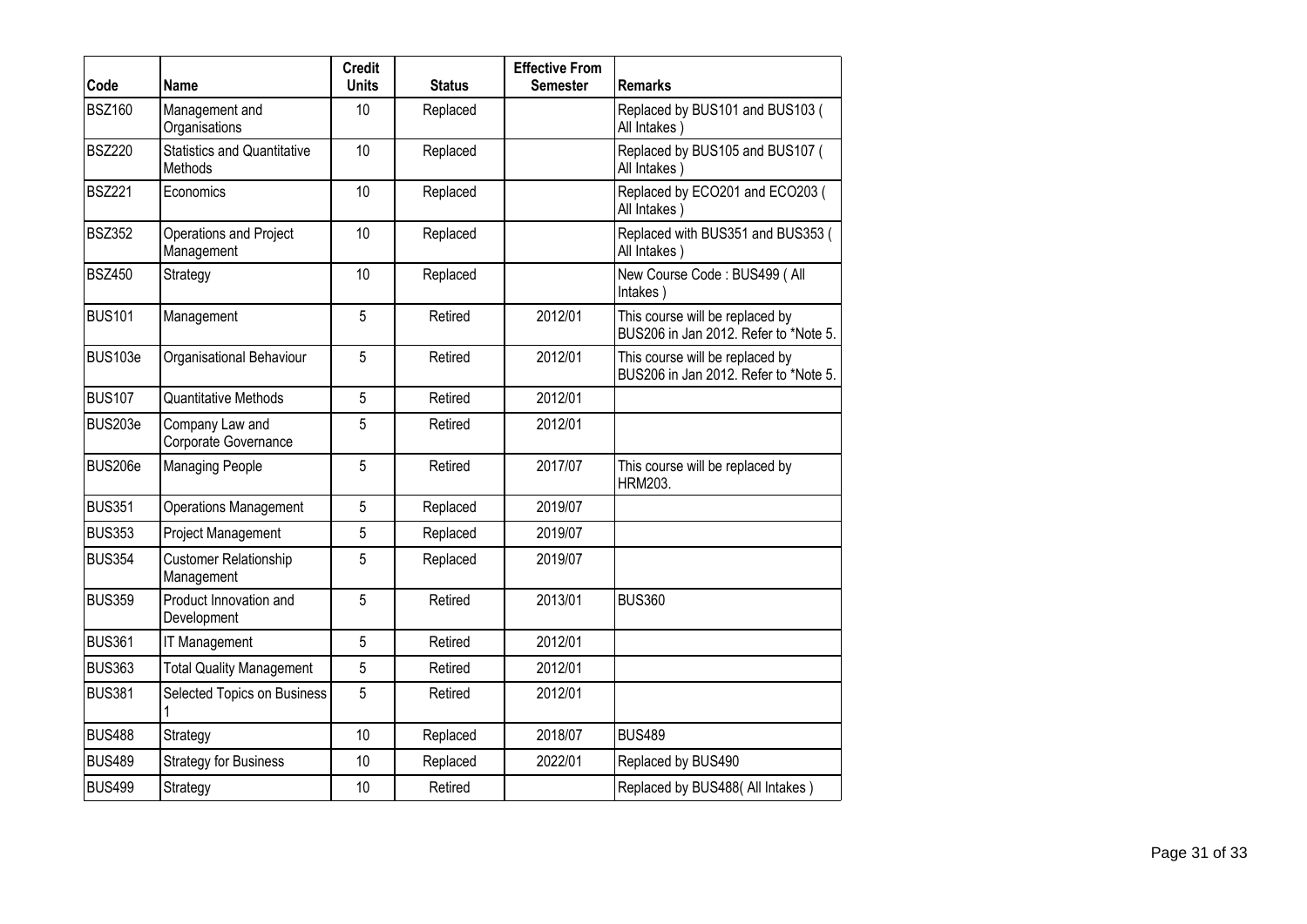| Code | Name | Credit Units | Status | Effective From Semester | Remarks |
|---|---|---|---|---|---|
| BSZ160 | Management and Organisations | 10 | Replaced | | Replaced by BUS101 and BUS103 ( All Intakes ) |
| BSZ220 | Statistics and Quantitative Methods | 10 | Replaced | | Replaced by BUS105 and BUS107 ( All Intakes ) |
| BSZ221 | Economics | 10 | Replaced | | Replaced by ECO201 and ECO203 ( All Intakes ) |
| BSZ352 | Operations and Project Management | 10 | Replaced | | Replaced with BUS351 and BUS353 ( All Intakes ) |
| BSZ450 | Strategy | 10 | Replaced | | New Course Code : BUS499 ( All Intakes ) |
| BUS101 | Management | 5 | Retired | 2012/01 | This course will be replaced by BUS206 in Jan 2012. Refer to *Note 5. |
| BUS103e | Organisational Behaviour | 5 | Retired | 2012/01 | This course will be replaced by BUS206 in Jan 2012. Refer to *Note 5. |
| BUS107 | Quantitative Methods | 5 | Retired | 2012/01 | |
| BUS203e | Company Law and Corporate Governance | 5 | Retired | 2012/01 | |
| BUS206e | Managing People | 5 | Retired | 2017/07 | This course will be replaced by HRM203. |
| BUS351 | Operations Management | 5 | Replaced | 2019/07 | |
| BUS353 | Project Management | 5 | Replaced | 2019/07 | |
| BUS354 | Customer Relationship Management | 5 | Replaced | 2019/07 | |
| BUS359 | Product Innovation and Development | 5 | Retired | 2013/01 | BUS360 |
| BUS361 | IT Management | 5 | Retired | 2012/01 | |
| BUS363 | Total Quality Management | 5 | Retired | 2012/01 | |
| BUS381 | Selected Topics on Business 1 | 5 | Retired | 2012/01 | |
| BUS488 | Strategy | 10 | Replaced | 2018/07 | BUS489 |
| BUS489 | Strategy for Business | 10 | Replaced | 2022/01 | Replaced by BUS490 |
| BUS499 | Strategy | 10 | Retired | | Replaced by BUS488( All Intakes ) |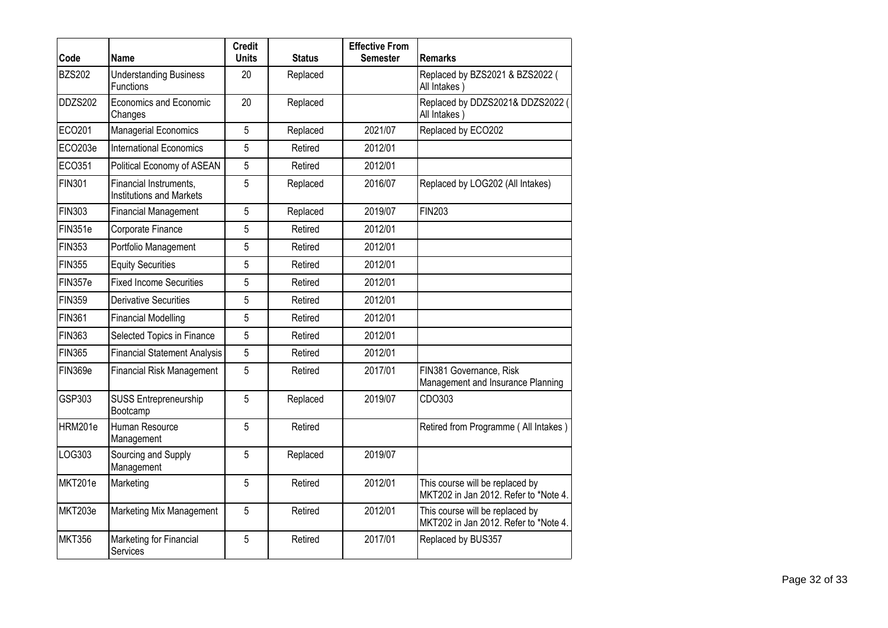| Code | Name | Credit Units | Status | Effective From Semester | Remarks |
|---|---|---|---|---|---|
| BZS202 | Understanding Business Functions | 20 | Replaced | | Replaced by BZS2021 & BZS2022 ( All Intakes ) |
| DDZS202 | Economics and Economic Changes | 20 | Replaced | | Replaced by DDZS2021& DDZS2022 ( All Intakes ) |
| ECO201 | Managerial Economics | 5 | Replaced | 2021/07 | Replaced by ECO202 |
| ECO203e | International Economics | 5 | Retired | 2012/01 | |
| ECO351 | Political Economy of ASEAN | 5 | Retired | 2012/01 | |
| FIN301 | Financial Instruments, Institutions and Markets | 5 | Replaced | 2016/07 | Replaced by LOG202 (All Intakes) |
| FIN303 | Financial Management | 5 | Replaced | 2019/07 | FIN203 |
| FIN351e | Corporate Finance | 5 | Retired | 2012/01 | |
| FIN353 | Portfolio Management | 5 | Retired | 2012/01 | |
| FIN355 | Equity Securities | 5 | Retired | 2012/01 | |
| FIN357e | Fixed Income Securities | 5 | Retired | 2012/01 | |
| FIN359 | Derivative Securities | 5 | Retired | 2012/01 | |
| FIN361 | Financial Modelling | 5 | Retired | 2012/01 | |
| FIN363 | Selected Topics in Finance | 5 | Retired | 2012/01 | |
| FIN365 | Financial Statement Analysis | 5 | Retired | 2012/01 | |
| FIN369e | Financial Risk Management | 5 | Retired | 2017/01 | FIN381 Governance, Risk Management and Insurance Planning |
| GSP303 | SUSS Entrepreneurship Bootcamp | 5 | Replaced | 2019/07 | CDO303 |
| HRM201e | Human Resource Management | 5 | Retired | | Retired from Programme ( All Intakes ) |
| LOG303 | Sourcing and Supply Management | 5 | Replaced | 2019/07 | |
| MKT201e | Marketing | 5 | Retired | 2012/01 | This course will be replaced by MKT202 in Jan 2012. Refer to *Note 4. |
| MKT203e | Marketing Mix Management | 5 | Retired | 2012/01 | This course will be replaced by MKT202 in Jan 2012. Refer to *Note 4. |
| MKT356 | Marketing for Financial Services | 5 | Retired | 2017/01 | Replaced by BUS357 |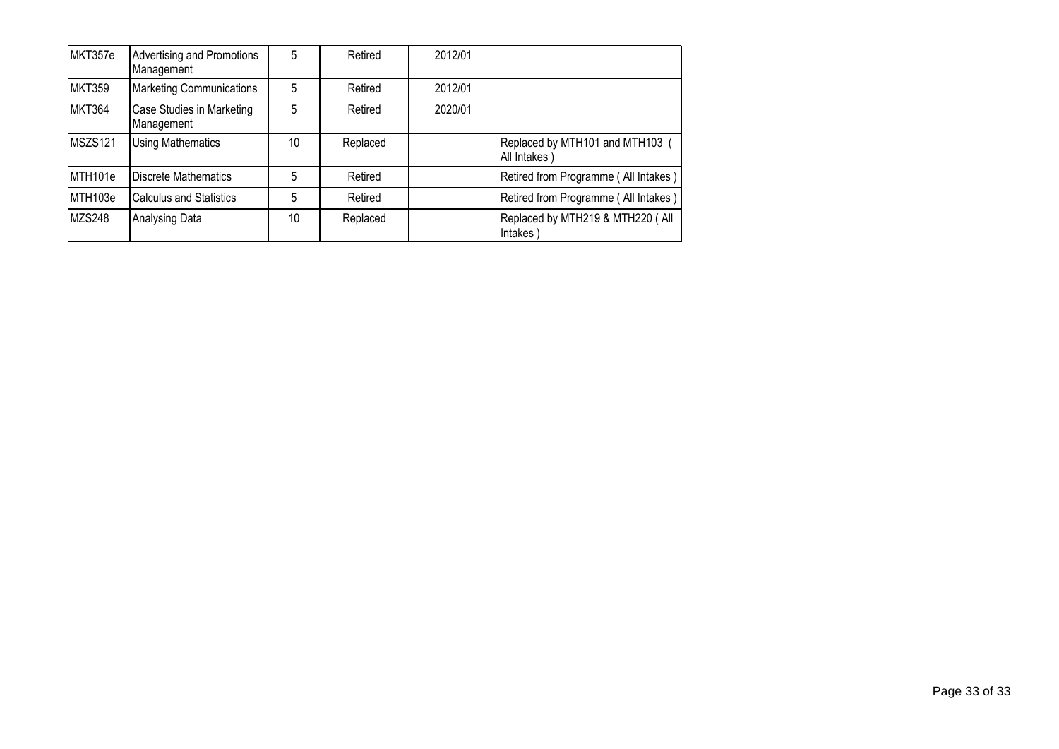| | | | | | |
|---|---|---|---|---|---|
| MKT357e | Advertising and Promotions Management | 5 | Retired | 2012/01 | |
| MKT359 | Marketing Communications | 5 | Retired | 2012/01 | |
| MKT364 | Case Studies in Marketing Management | 5 | Retired | 2020/01 | |
| MSZS121 | Using Mathematics | 10 | Replaced | | Replaced by MTH101 and MTH103 ( All Intakes ) |
| MTH101e | Discrete Mathematics | 5 | Retired | | Retired from Programme ( All Intakes ) |
| MTH103e | Calculus and Statistics | 5 | Retired | | Retired from Programme ( All Intakes ) |
| MZS248 | Analysing Data | 10 | Replaced | | Replaced by MTH219 & MTH220 ( All Intakes ) |